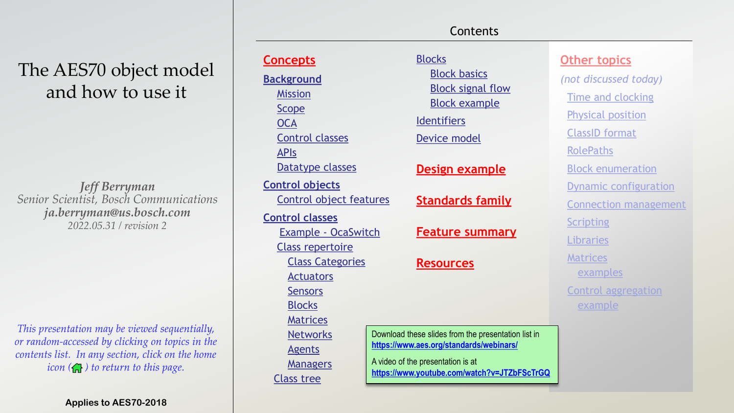# The AES70 object model and how to use it

*Jeff Berryman*
*Senior Scientist, Bosch Communications*
***ja.berryman@us.bosch.com***
*2022.05.31 / revision 2*

*This presentation may be viewed sequentially, or random-accessed by clicking on topics in the contents list. In any section, click on the home icon ( ) to return to this page.*

**Applies to AES70-2018**

## Contents

**Concepts**

- **Background**
  - Mission
  - Scope
  - OCA
  - Control classes
  - APIs
  - Datatype classes
- **Control objects**
  - Control object features
- **Control classes**
  - Example - OcaSwitch
  - Class repertoire
    - Class Categories
    - Actuators
    - Sensors
    - Blocks
    - Matrices
    - Networks
    - Agents
    - Managers
  - Class tree
- Blocks
  - Block basics
  - Block signal flow
  - Block example
- Identifiers
- Device model

**Design example**

**Standards family**

**Feature summary**

**Resources**

**Other topics**

*(not discussed today)*

- Time and clocking
- Physical position
- ClassID format
- RolePaths
- Block enumeration
- Dynamic configuration
- Connection management
- Scripting
- Libraries
- Matrices
  - examples
- Control aggregation
  - example

Download these slides from the presentation list in **https://www.aes.org/standards/webinars/**

A video of the presentation is at **https://www.youtube.com/watch?v=JTZbFScTrGQ**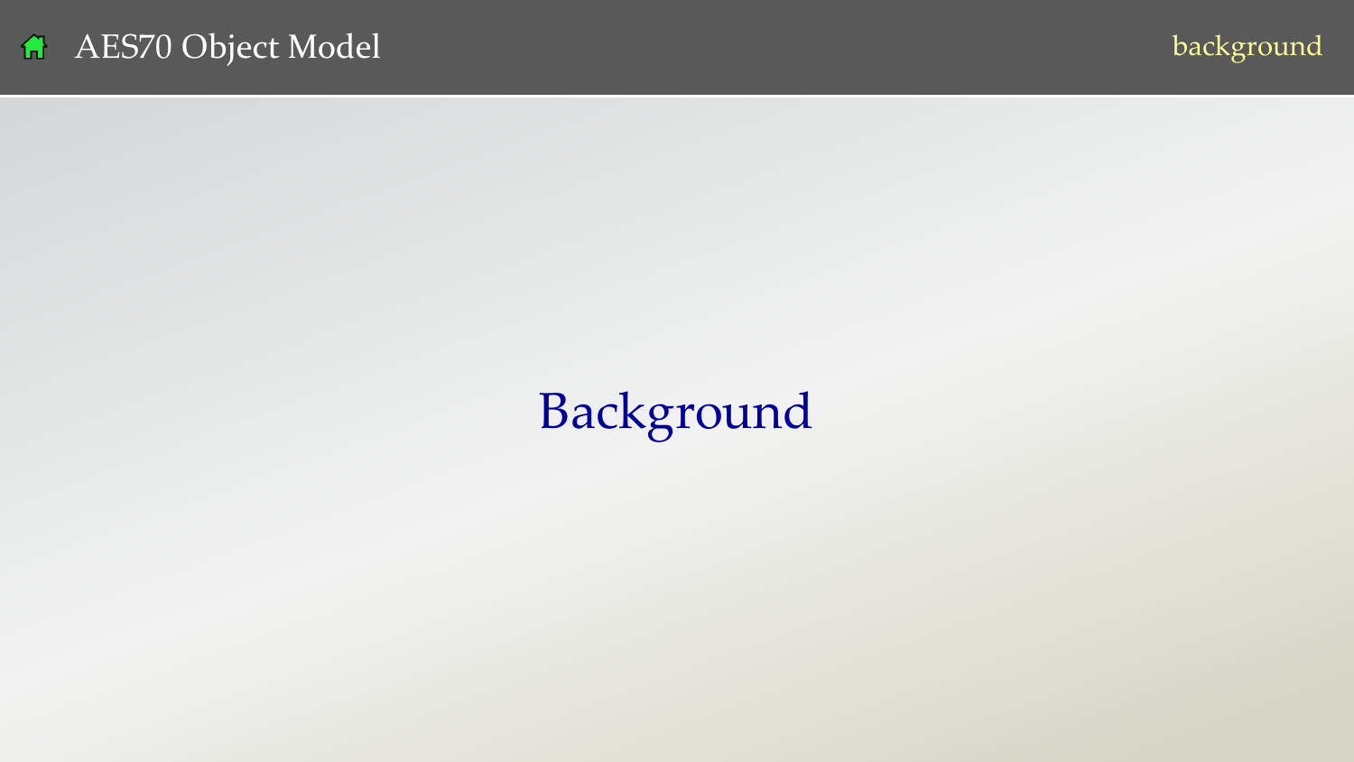# Background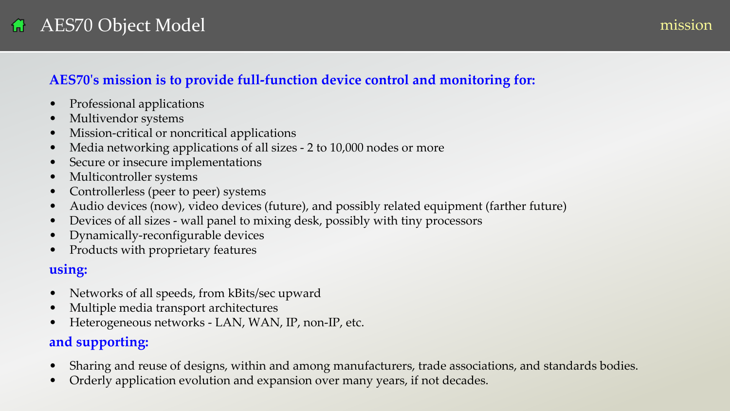# AES70 Object Model

**AES70's mission is to provide full-function device control and monitoring for:**

- Professional applications
- Multivendor systems
- Mission-critical or noncritical applications
- Media networking applications of all sizes - 2 to 10,000 nodes or more
- Secure or insecure implementations
- Multicontroller systems
- Controllerless (peer to peer) systems
- Audio devices (now), video devices (future), and possibly related equipment (farther future)
- Devices of all sizes - wall panel to mixing desk, possibly with tiny processors
- Dynamically-reconfigurable devices
- Products with proprietary features

**using:**

- Networks of all speeds, from kBits/sec upward
- Multiple media transport architectures
- Heterogeneous networks - LAN, WAN, IP, non-IP, etc.

**and supporting:**

- Sharing and reuse of designs, within and among manufacturers, trade associations, and standards bodies.
- Orderly application evolution and expansion over many years, if not decades.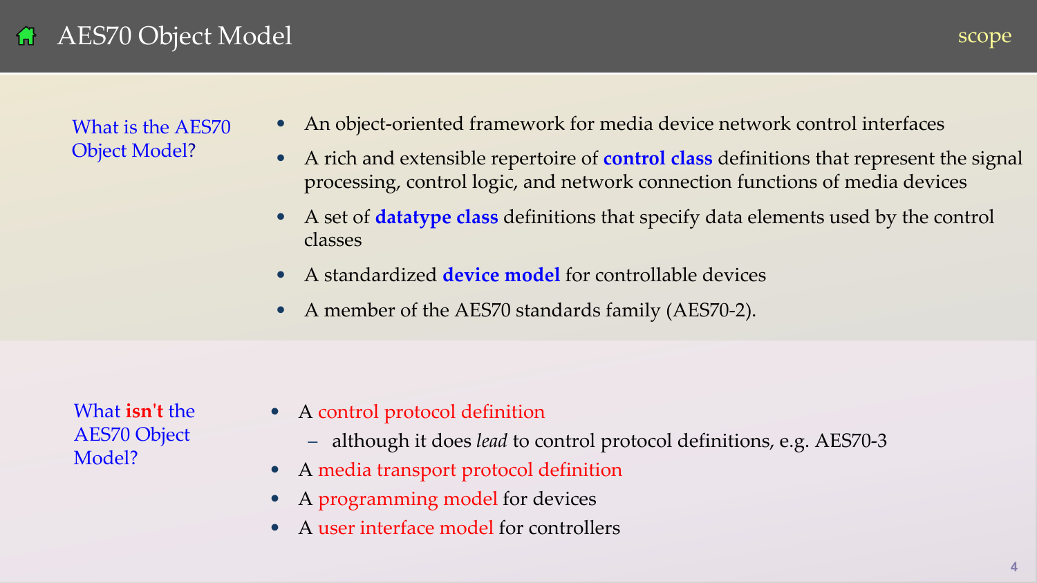# AES70 Object Model

scope

**What is the AES70 Object Model?**

- An object-oriented framework for media device network control interfaces
- A rich and extensible repertoire of **control class** definitions that represent the signal processing, control logic, and network connection functions of media devices
- A set of **datatype class** definitions that specify data elements used by the control classes
- A standardized **device model** for controllable devices
- A member of the AES70 standards family (AES70-2).

**What isn't the AES70 Object Model?**

- A control protocol definition
  - although it does *lead* to control protocol definitions, e.g. AES70-3
- A media transport protocol definition
- A programming model for devices
- A user interface model for controllers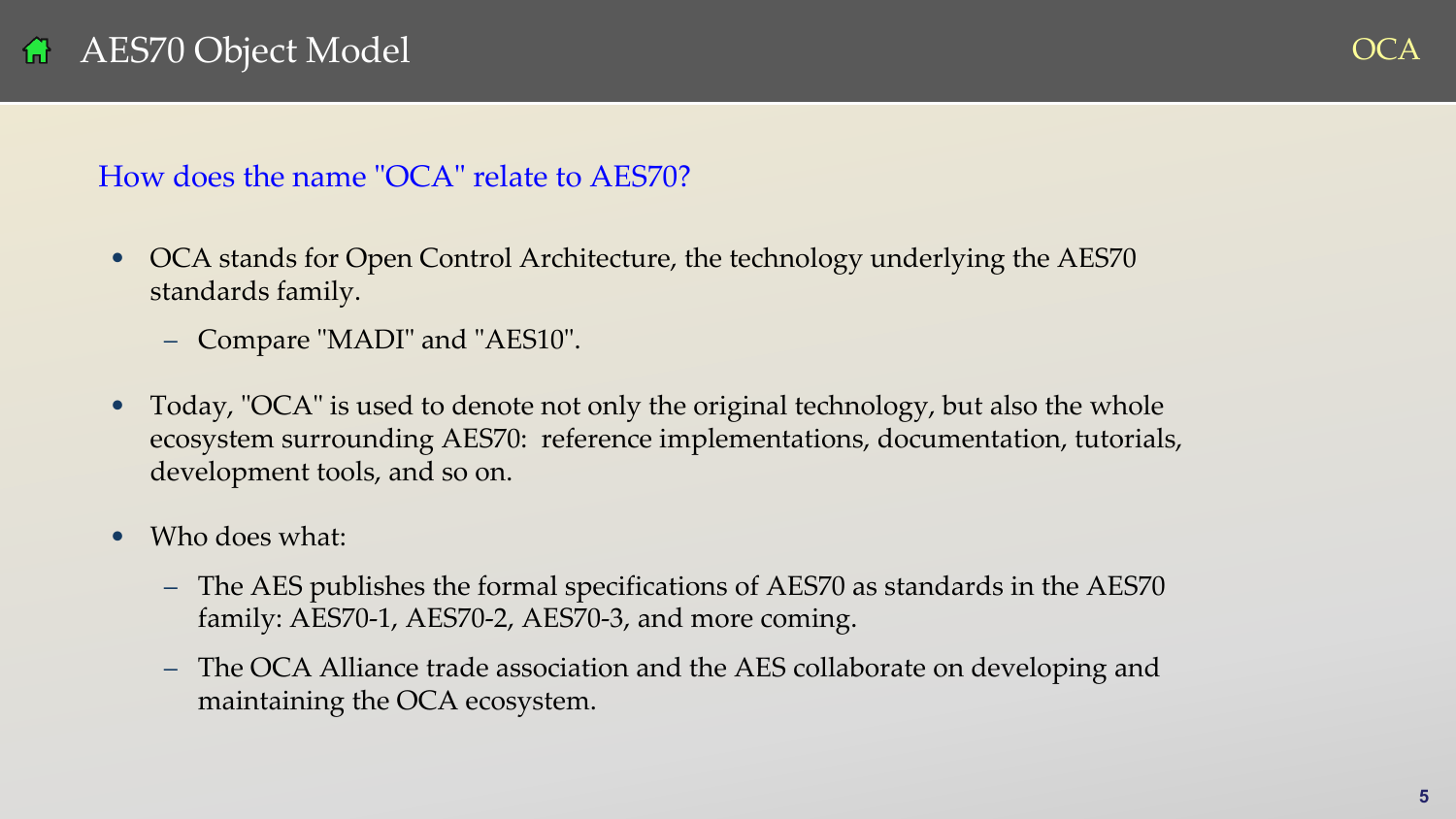# AES70 Object Model

## How does the name "OCA" relate to AES70?

- OCA stands for Open Control Architecture, the technology underlying the AES70 standards family.
  - Compare "MADI" and "AES10".
- Today, "OCA" is used to denote not only the original technology, but also the whole ecosystem surrounding AES70: reference implementations, documentation, tutorials, development tools, and so on.
- Who does what:
  - The AES publishes the formal specifications of AES70 as standards in the AES70 family: AES70-1, AES70-2, AES70-3, and more coming.
  - The OCA Alliance trade association and the AES collaborate on developing and maintaining the OCA ecosystem.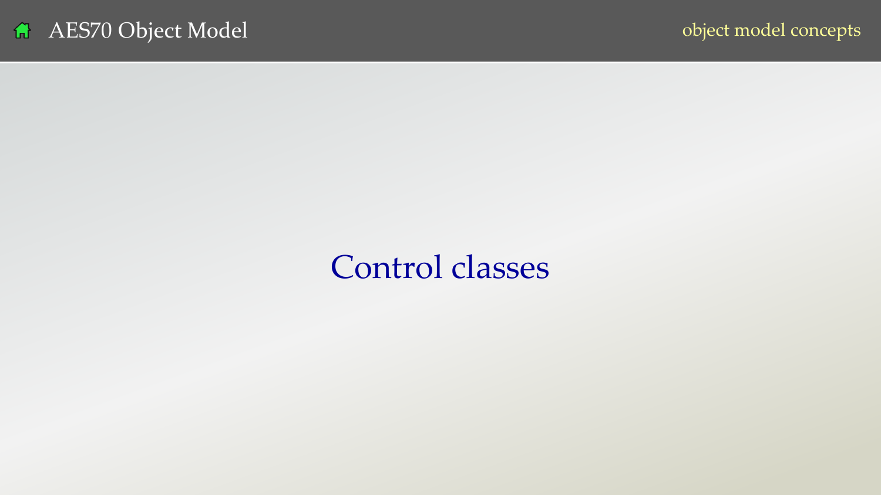# Control classes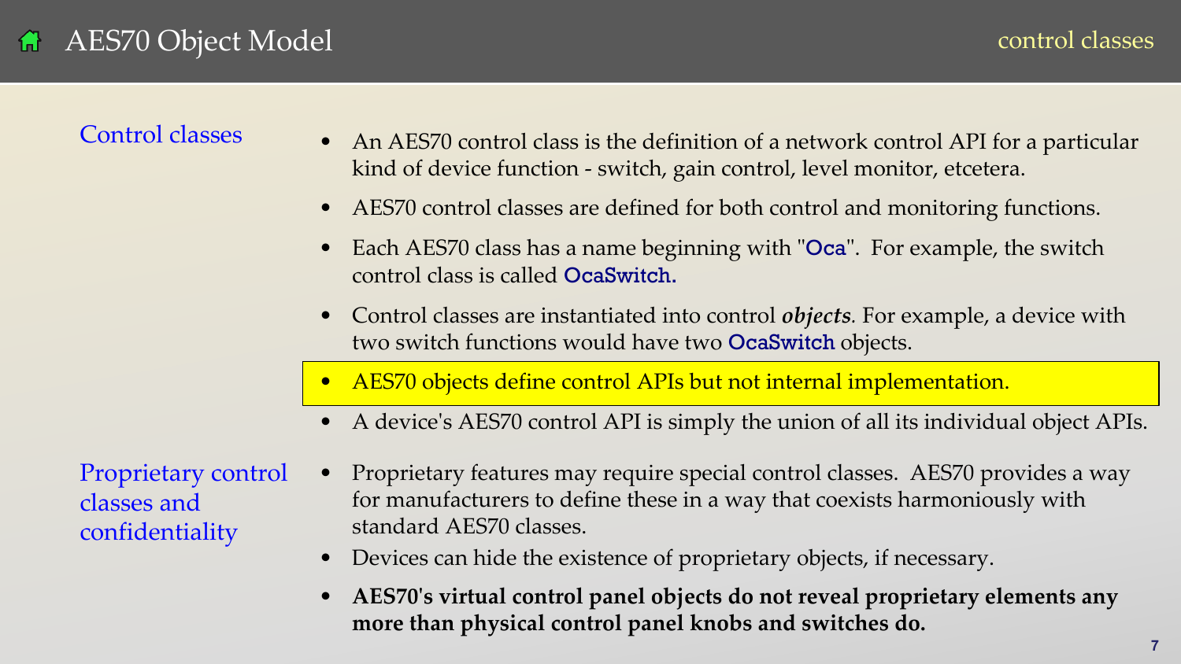# AES70 Object Model

## Control classes

- An AES70 control class is the definition of a network control API for a particular kind of device function - switch, gain control, level monitor, etcetera.
- AES70 control classes are defined for both control and monitoring functions.
- Each AES70 class has a name beginning with "Oca". For example, the switch control class is called OcaSwitch.
- Control classes are instantiated into control ***objects***. For example, a device with two switch functions would have two OcaSwitch objects.
- AES70 objects define control APIs but not internal implementation.
- A device's AES70 control API is simply the union of all its individual object APIs.

## Proprietary control classes and confidentiality

- Proprietary features may require special control classes. AES70 provides a way for manufacturers to define these in a way that coexists harmoniously with standard AES70 classes.
- Devices can hide the existence of proprietary objects, if necessary.
- **AES70's virtual control panel objects do not reveal proprietary elements any more than physical control panel knobs and switches do.**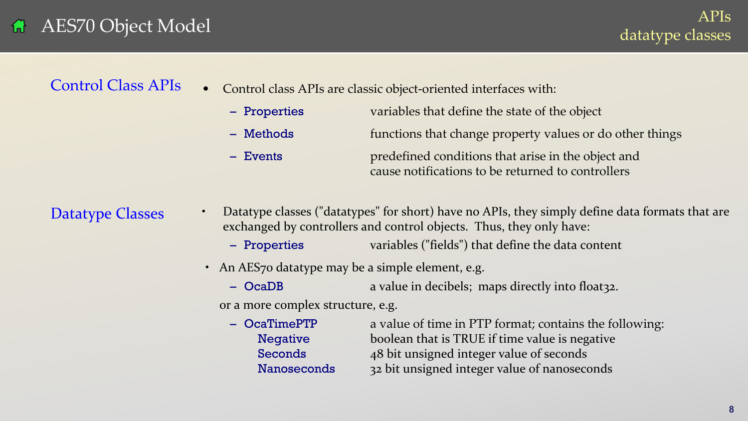# AES70 Object Model

## APIs datatype classes

### Control Class APIs

- Control class APIs are classic object-oriented interfaces with:
  - **Properties** — variables that define the state of the object
  - **Methods** — functions that change property values or do other things
  - **Events** — predefined conditions that arise in the object and cause notifications to be returned to controllers

### Datatype Classes

- Datatype classes ("datatypes" for short) have no APIs, they simply define data formats that are exchanged by controllers and control objects. Thus, they only have:
  - **Properties** — variables ("fields") that define the data content
- An AES70 datatype may be a simple element, e.g.
  - **OcaDB** — a value in decibels; maps directly into float32.

  or a more complex structure, e.g.
  - **OcaTimePTP** — a value of time in PTP format; contains the following:
    - **Negative** — boolean that is TRUE if time value is negative
    - **Seconds** — 48 bit unsigned integer value of seconds
    - **Nanoseconds** — 32 bit unsigned integer value of nanoseconds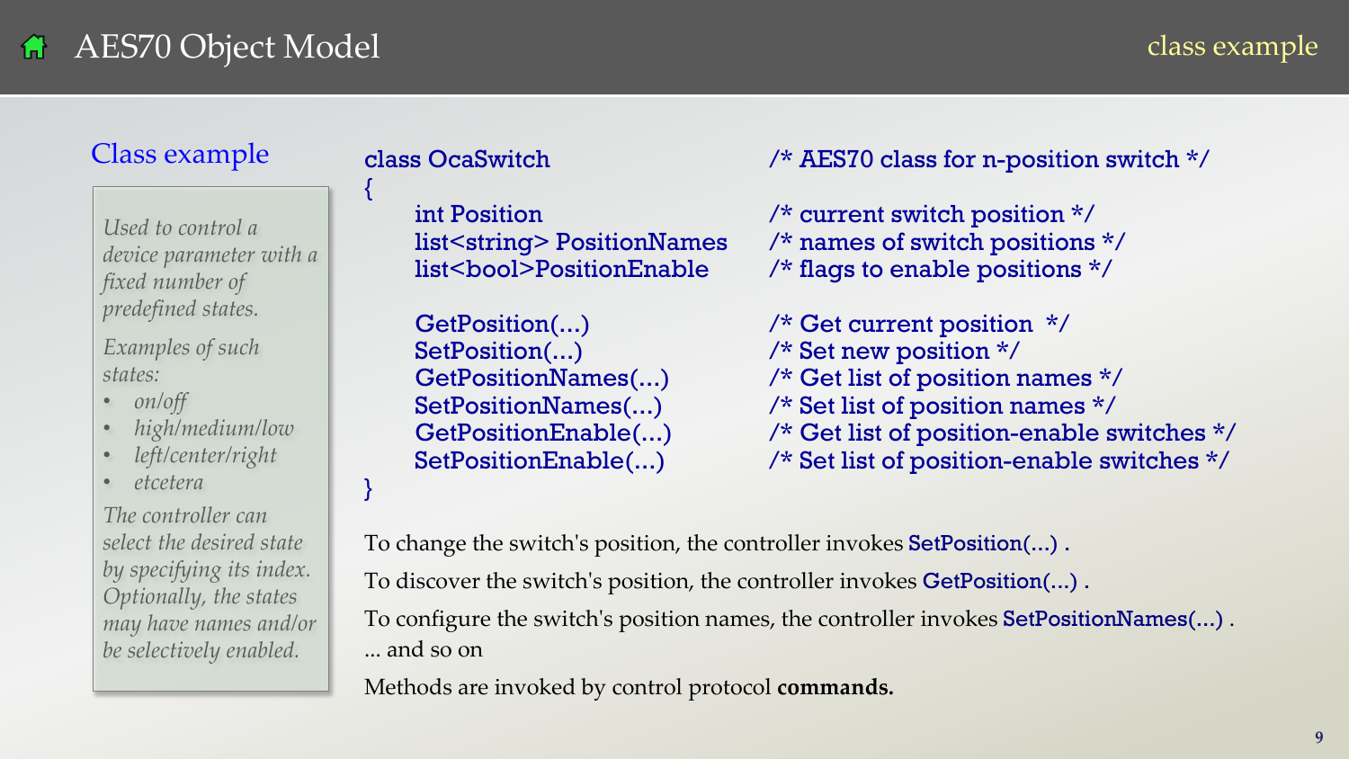# AES70 Object Model

class example

## Class example

*Used to control a device parameter with a fixed number of predefined states.*

*Examples of such states:*

- *on/off*
- *high/medium/low*
- *left/center/right*
- *etcetera*

*The controller can select the desired state by specifying its index. Optionally, the states may have names and/or be selectively enabled.*

```
class OcaSwitch                          /* AES70 class for n-position switch */
{
    int Position                         /* current switch position */
    list<string> PositionNames           /* names of switch positions */
    list<bool>PositionEnable             /* flags to enable positions */

    GetPosition(...)                     /* Get current position  */
    SetPosition(...)                     /* Set new position */
    GetPositionNames(...)                /* Get list of position names */
    SetPositionNames(...)                /* Set list of position names */
    GetPositionEnable(...)               /* Get list of position-enable switches */
    SetPositionEnable(...)               /* Set list of position-enable switches */
}
```

To change the switch's position, the controller invokes SetPosition(...) .

To discover the switch's position, the controller invokes GetPosition(...) .

To configure the switch's position names, the controller invokes SetPositionNames(...) .
... and so on

Methods are invoked by control protocol **commands.**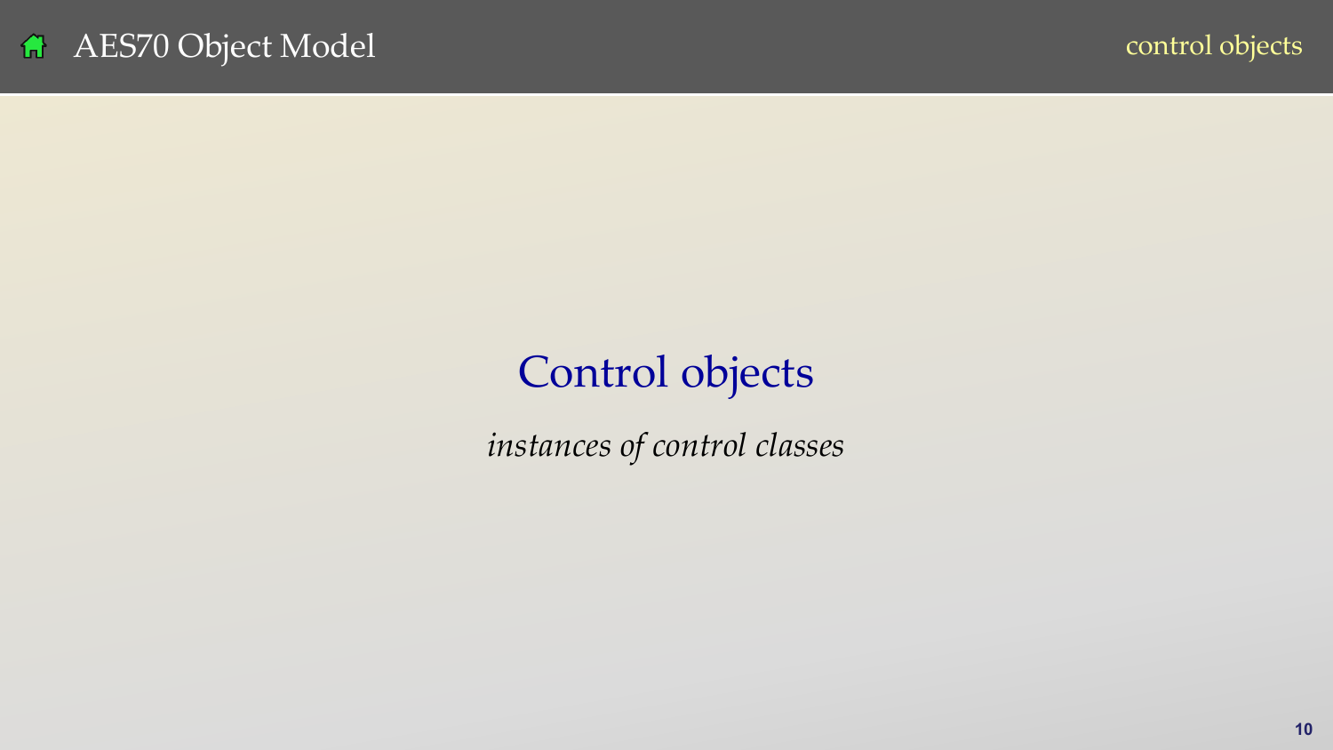# Control objects

*instances of control classes*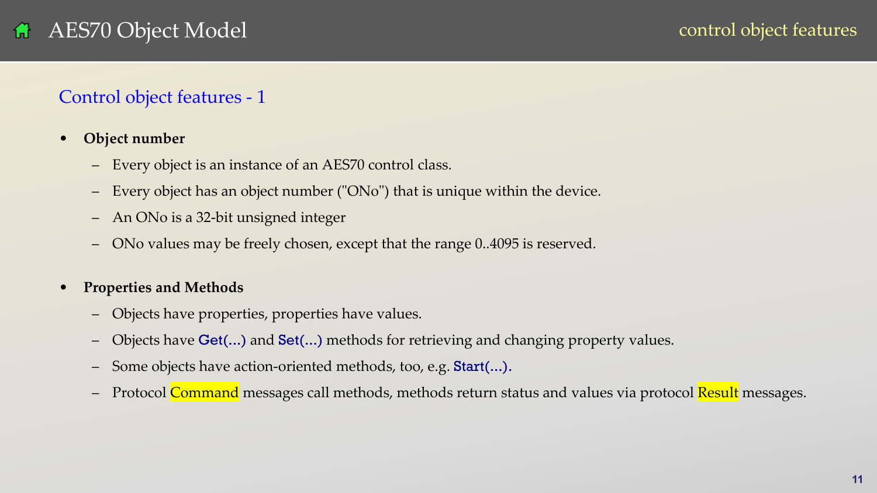# AES70 Object Model

## Control object features - 1

- **Object number**
  - Every object is an instance of an AES70 control class.
  - Every object has an object number ("ONo") that is unique within the device.
  - An ONo is a 32-bit unsigned integer
  - ONo values may be freely chosen, except that the range 0..4095 is reserved.

- **Properties and Methods**
  - Objects have properties, properties have values.
  - Objects have Get(...) and Set(...) methods for retrieving and changing property values.
  - Some objects have action-oriented methods, too, e.g. Start(...).
  - Protocol Command messages call methods, methods return status and values via protocol Result messages.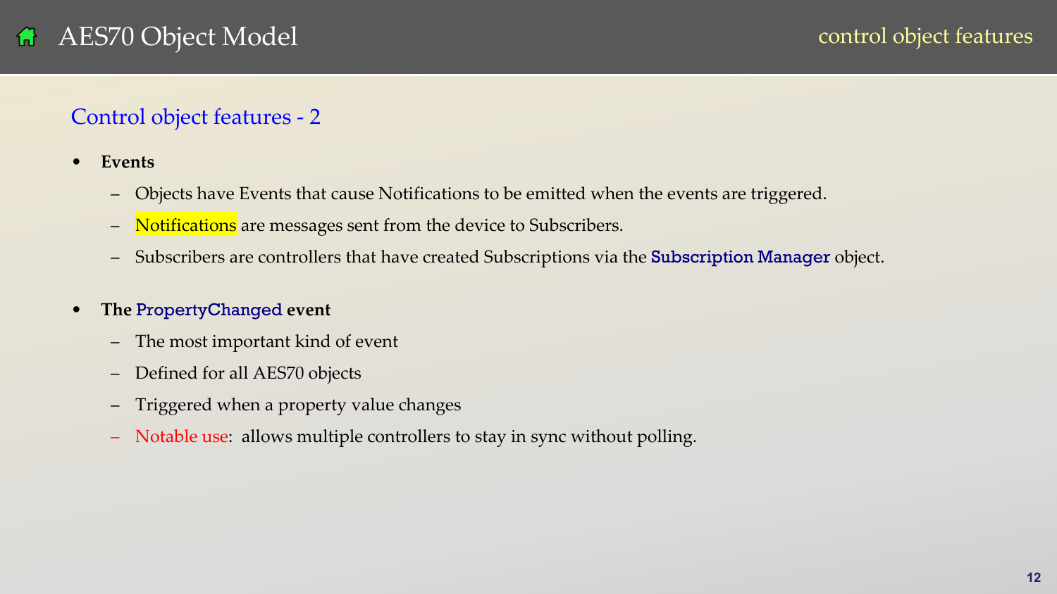# AES70 Object Model

control object features

## Control object features - 2

- **Events**
  - Objects have Events that cause Notifications to be emitted when the events are triggered.
  - Notifications are messages sent from the device to Subscribers.
  - Subscribers are controllers that have created Subscriptions via the Subscription Manager object.

- **The PropertyChanged event**
  - The most important kind of event
  - Defined for all AES70 objects
  - Triggered when a property value changes
  - Notable use: allows multiple controllers to stay in sync without polling.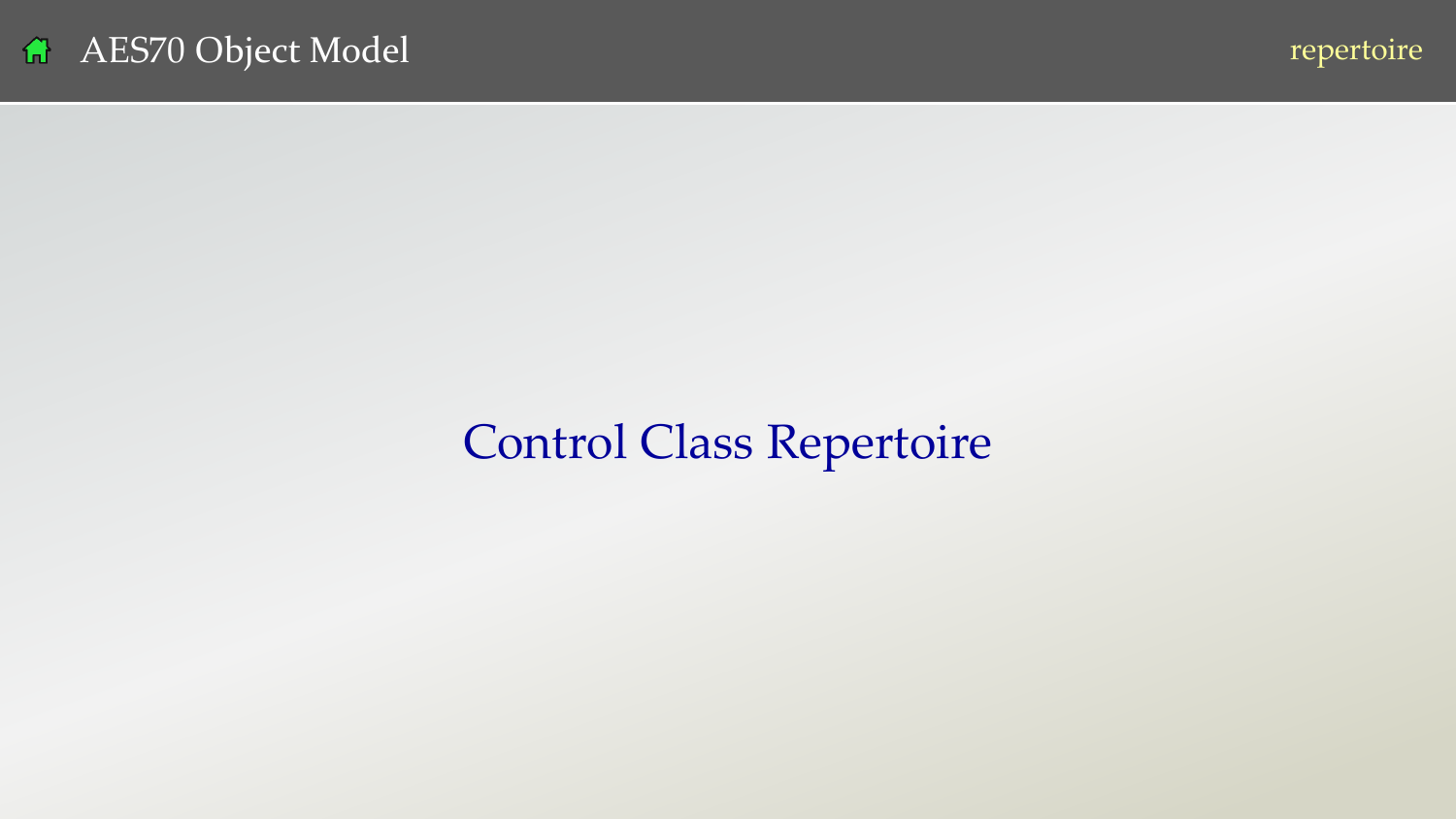# Control Class Repertoire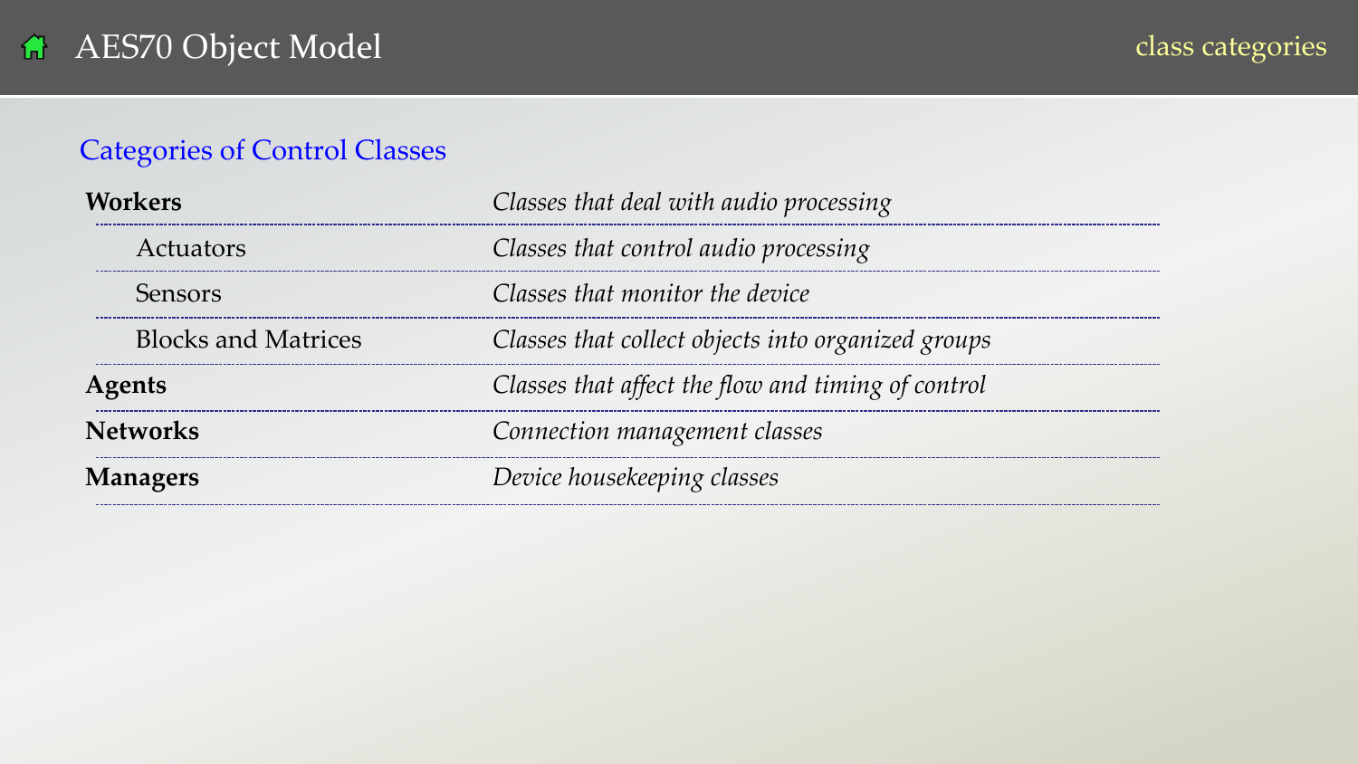# AES70 Object Model

class categories

## Categories of Control Classes

| Category | Description |
| --- | --- |
| **Workers** | *Classes that deal with audio processing* |
| Actuators | *Classes that control audio processing* |
| Sensors | *Classes that monitor the device* |
| Blocks and Matrices | *Classes that collect objects into organized groups* |
| **Agents** | *Classes that affect the flow and timing of control* |
| **Networks** | *Connection management classes* |
| **Managers** | *Device housekeeping classes* |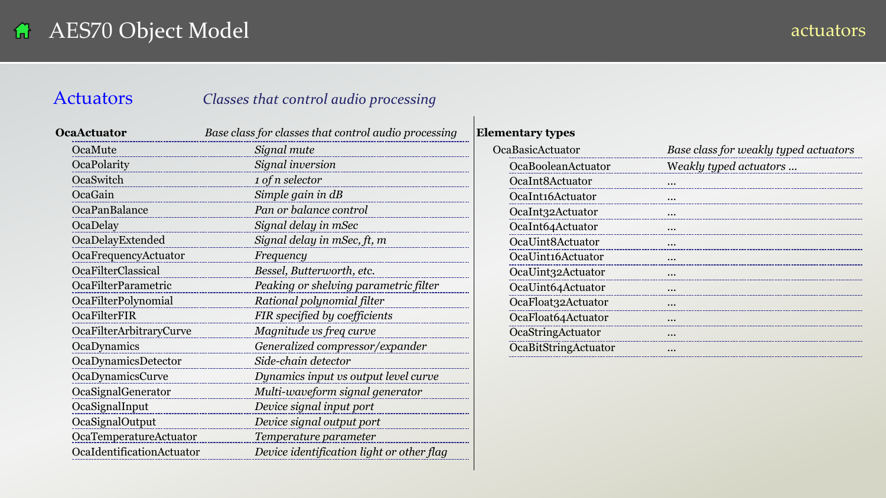# AES70 Object Model

actuators

## Actuators

*Classes that control audio processing*

| Class | Description |
|---|---|
| **OcaActuator** | *Base class for classes that control audio processing* |
| OcaMute | *Signal mute* |
| OcaPolarity | *Signal inversion* |
| OcaSwitch | *1 of n selector* |
| OcaGain | *Simple gain in dB* |
| OcaPanBalance | *Pan or balance control* |
| OcaDelay | *Signal delay in mSec* |
| OcaDelayExtended | *Signal delay in mSec, ft, m* |
| OcaFrequencyActuator | *Frequency* |
| OcaFilterClassical | *Bessel, Butterworth, etc.* |
| OcaFilterParametric | *Peaking or shelving parametric filter* |
| OcaFilterPolynomial | *Rational polynomial filter* |
| OcaFilterFIR | *FIR specified by coefficients* |
| OcaFilterArbitraryCurve | *Magnitude vs freq curve* |
| OcaDynamics | *Generalized compressor/expander* |
| OcaDynamicsDetector | *Side-chain detector* |
| OcaDynamicsCurve | *Dynamics input vs output level curve* |
| OcaSignalGenerator | *Multi-waveform signal generator* |
| OcaSignalInput | *Device signal input port* |
| OcaSignalOutput | *Device signal output port* |
| OcaTemperatureActuator | *Temperature parameter* |
| OcaIdentificationActuator | *Device identification light or other flag* |

**Elementary types**

| Class | Description |
|---|---|
| OcaBasicActuator | *Base class for weakly typed actuators* |
| OcaBooleanActuator | *Weakly typed actuators ...* |
| OcaInt8Actuator | ... |
| OcaInt16Actuator | ... |
| OcaInt32Actuator | ... |
| OcaInt64Actuator | ... |
| OcaUint8Actuator | ... |
| OcaUint16Actuator | ... |
| OcaUint32Actuator | ... |
| OcaUint64Actuator | ... |
| OcaFloat32Actuator | ... |
| OcaFloat64Actuator | ... |
| OcaStringActuator | ... |
| OcaBitStringActuator | ... |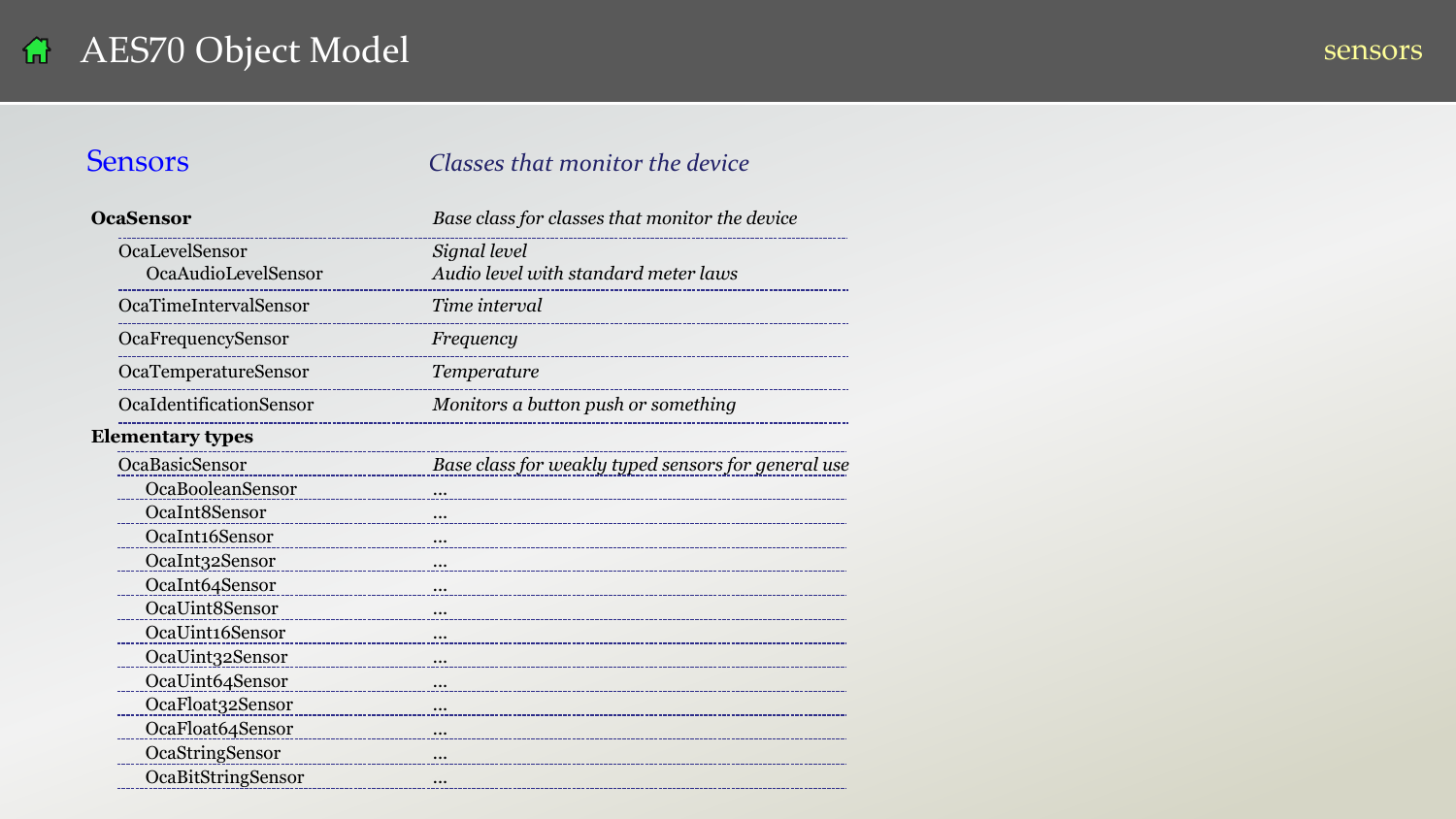# AES70 Object Model

## Sensors

*Classes that monitor the device*

| Class | Description |
|---|---|
| **OcaSensor** | *Base class for classes that monitor the device* |
| OcaLevelSensor | *Signal level* |
| OcaAudioLevelSensor | *Audio level with standard meter laws* |
| OcaTimeIntervalSensor | *Time interval* |
| OcaFrequencySensor | *Frequency* |
| OcaTemperatureSensor | *Temperature* |
| OcaIdentificationSensor | *Monitors a button push or something* |
| **Elementary types** | |
| OcaBasicSensor | *Base class for weakly typed sensors for general use* |
| OcaBooleanSensor | ... |
| OcaInt8Sensor | ... |
| OcaInt16Sensor | ... |
| OcaInt32Sensor | ... |
| OcaInt64Sensor | ... |
| OcaUint8Sensor | ... |
| OcaUint16Sensor | ... |
| OcaUint32Sensor | ... |
| OcaUint64Sensor | ... |
| OcaFloat32Sensor | ... |
| OcaFloat64Sensor | ... |
| OcaStringSensor | ... |
| OcaBitStringSensor | ... |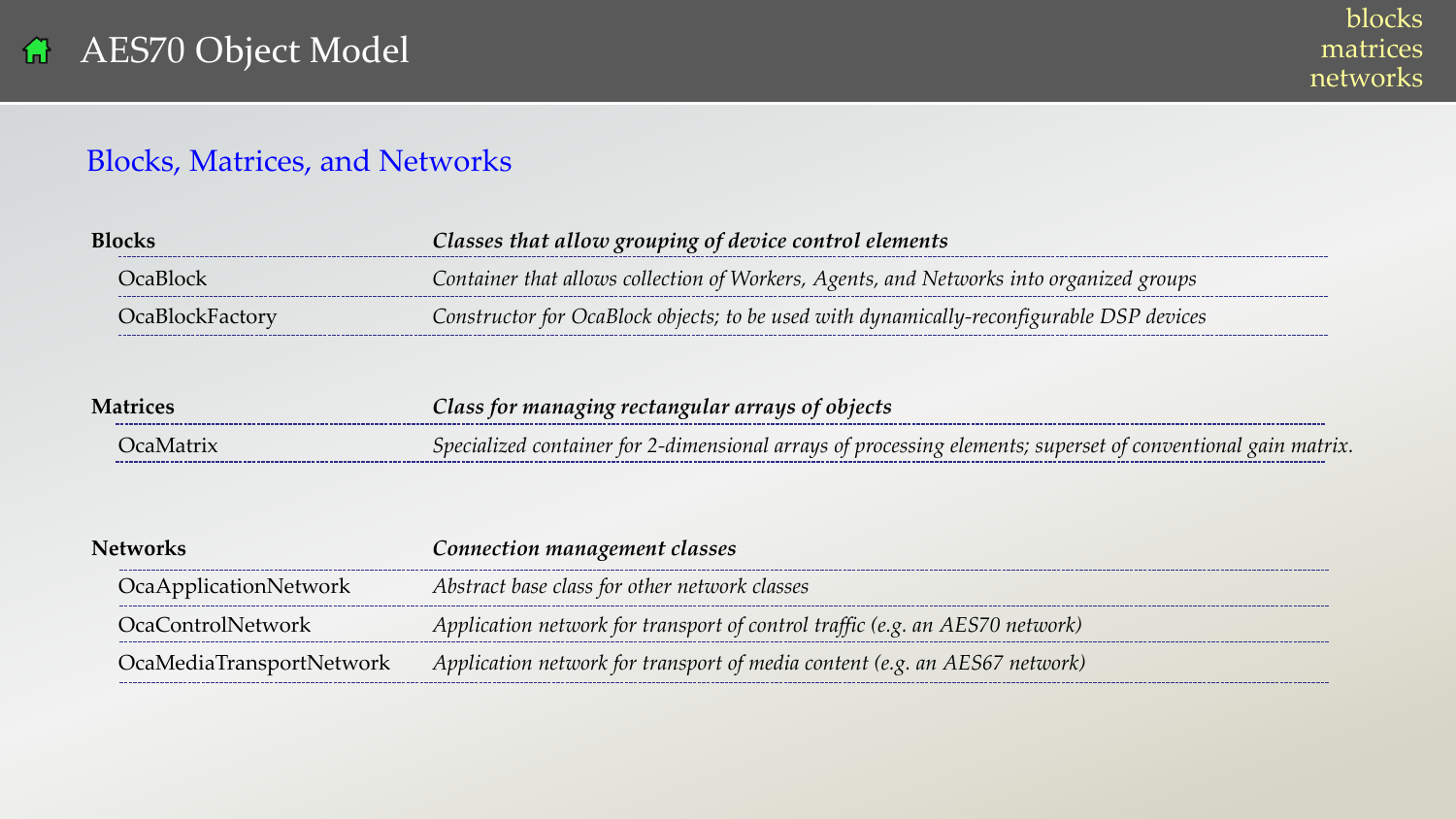# AES70 Object Model

## Blocks, Matrices, and Networks

| **Blocks** | ***Classes that allow grouping of device control elements*** |
|---|---|
| OcaBlock | *Container that allows collection of Workers, Agents, and Networks into organized groups* |
| OcaBlockFactory | *Constructor for OcaBlock objects; to be used with dynamically-reconfigurable DSP devices* |

| **Matrices** | ***Class for managing rectangular arrays of objects*** |
|---|---|
| OcaMatrix | *Specialized container for 2-dimensional arrays of processing elements; superset of conventional gain matrix.* |

| **Networks** | ***Connection management classes*** |
|---|---|
| OcaApplicationNetwork | *Abstract base class for other network classes* |
| OcaControlNetwork | *Application network for transport of control traffic (e.g. an AES70 network)* |
| OcaMediaTransportNetwork | *Application network for transport of media content (e.g. an AES67 network)* |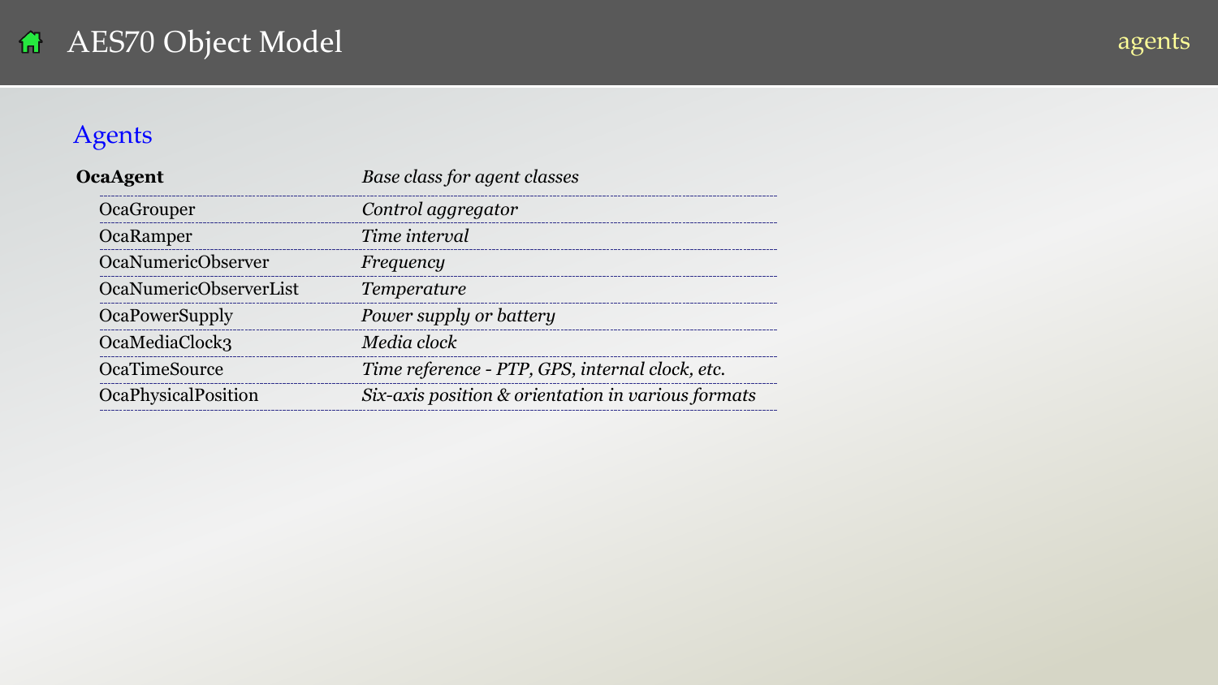# AES70 Object Model

## Agents

| **OcaAgent** | *Base class for agent classes* |
| --- | --- |
| OcaGrouper | *Control aggregator* |
| OcaRamper | *Time interval* |
| OcaNumericObserver | *Frequency* |
| OcaNumericObserverList | *Temperature* |
| OcaPowerSupply | *Power supply or battery* |
| OcaMediaClock3 | *Media clock* |
| OcaTimeSource | *Time reference - PTP, GPS, internal clock, etc.* |
| OcaPhysicalPosition | *Six-axis position & orientation in various formats* |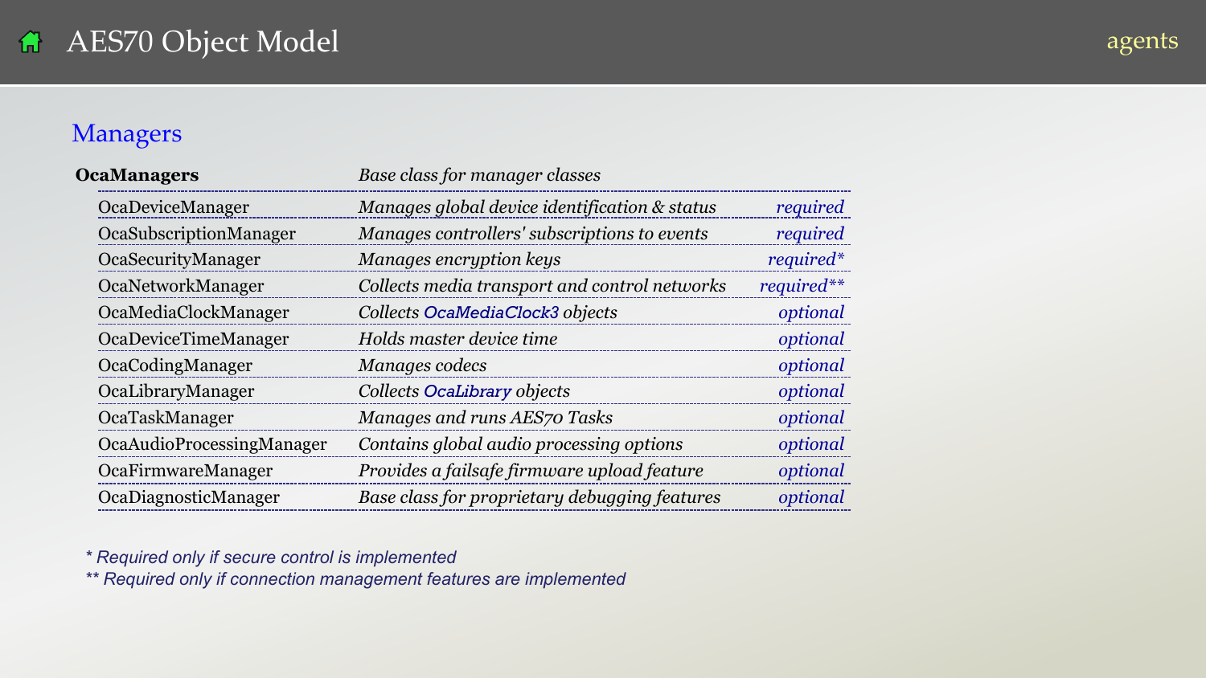# AES70 Object Model

## Managers

| **OcaManagers** | *Base class for manager classes* | |
|---|---|---|
| OcaDeviceManager | *Manages global device identification & status* | *required* |
| OcaSubscriptionManager | *Manages controllers' subscriptions to events* | *required* |
| OcaSecurityManager | *Manages encryption keys* | *required** |
| OcaNetworkManager | *Collects media transport and control networks* | *required*** |
| OcaMediaClockManager | *Collects OcaMediaClock3 objects* | *optional* |
| OcaDeviceTimeManager | *Holds master device time* | *optional* |
| OcaCodingManager | *Manages codecs* | *optional* |
| OcaLibraryManager | *Collects OcaLibrary objects* | *optional* |
| OcaTaskManager | *Manages and runs AES70 Tasks* | *optional* |
| OcaAudioProcessingManager | *Contains global audio processing options* | *optional* |
| OcaFirmwareManager | *Provides a failsafe firmware upload feature* | *optional* |
| OcaDiagnosticManager | *Base class for proprietary debugging features* | *optional* |

*\* Required only if secure control is implemented*

*\*\* Required only if connection management features are implemented*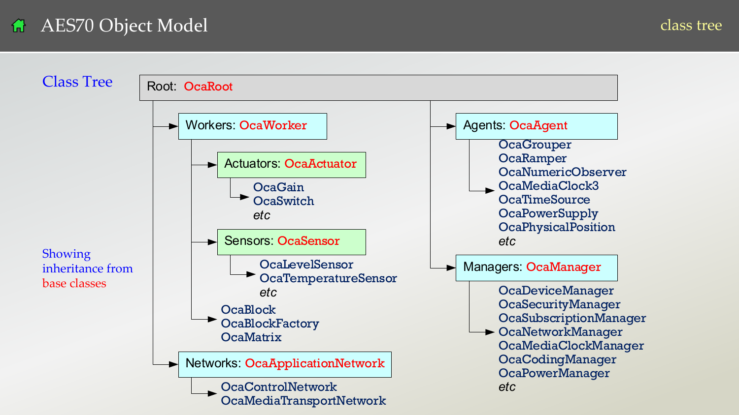# AES70 Object Model

class tree

## Class Tree

Showing inheritance from base classes

- Root: OcaRoot
  - Workers: OcaWorker
    - Actuators: OcaActuator
      - OcaGain
      - OcaSwitch
      - *etc*
    - Sensors: OcaSensor
      - OcaLevelSensor
      - OcaTemperatureSensor
      - *etc*
    - OcaBlock
    - OcaBlockFactory
    - OcaMatrix
  - Networks: OcaApplicationNetwork
    - OcaControlNetwork
    - OcaMediaTransportNetwork
  - Agents: OcaAgent
    - OcaGrouper
    - OcaRamper
    - OcaNumericObserver
    - OcaMediaClock3
    - OcaTimeSource
    - OcaPowerSupply
    - OcaPhysicalPosition
    - *etc*
  - Managers: OcaManager
    - OcaDeviceManager
    - OcaSecurityManager
    - OcaSubscriptionManager
    - OcaNetworkManager
    - OcaMediaClockManager
    - OcaCodingManager
    - OcaPowerManager
    - *etc*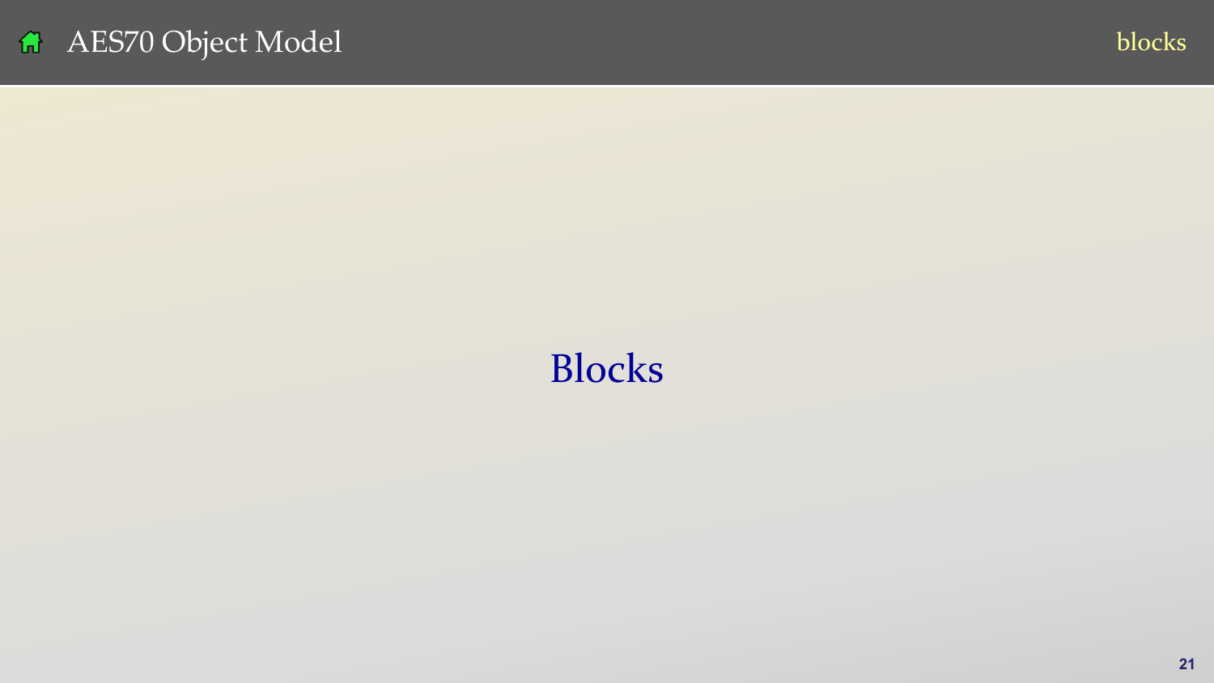# Blocks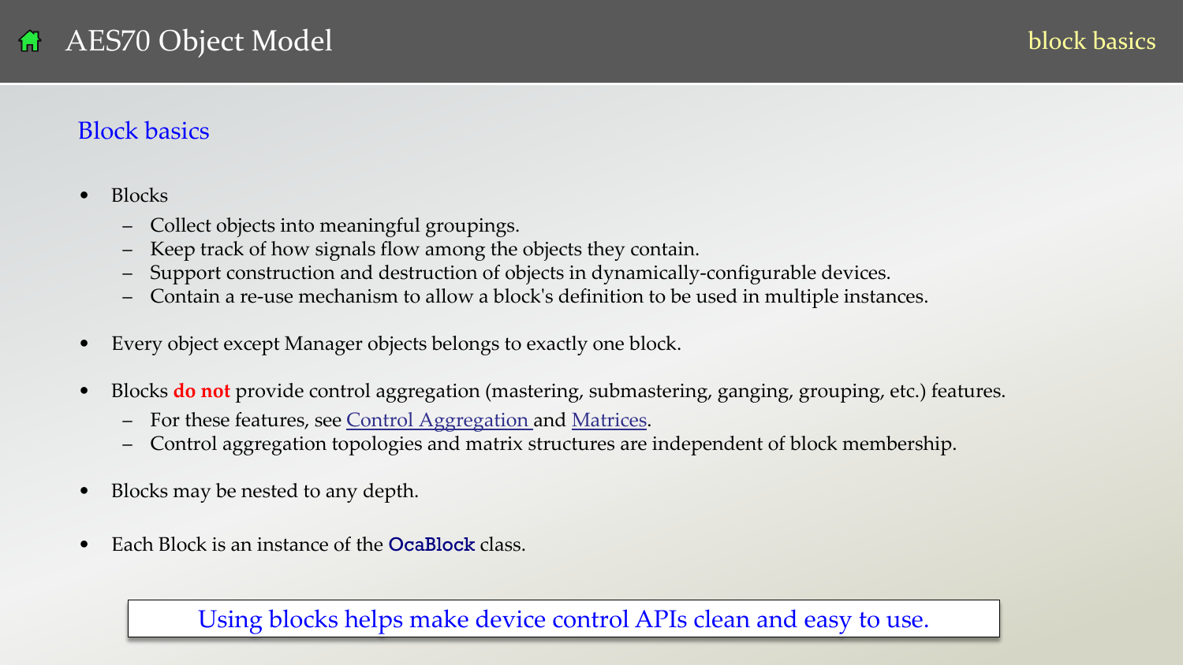## Block basics

- Blocks
  - Collect objects into meaningful groupings.
  - Keep track of how signals flow among the objects they contain.
  - Support construction and destruction of objects in dynamically-configurable devices.
  - Contain a re-use mechanism to allow a block's definition to be used in multiple instances.

- Every object except Manager objects belongs to exactly one block.

- Blocks **do not** provide control aggregation (mastering, submastering, ganging, grouping, etc.) features.
  - For these features, see Control Aggregation and Matrices.
  - Control aggregation topologies and matrix structures are independent of block membership.

- Blocks may be nested to any depth.

- Each Block is an instance of the **OcaBlock** class.

Using blocks helps make device control APIs clean and easy to use.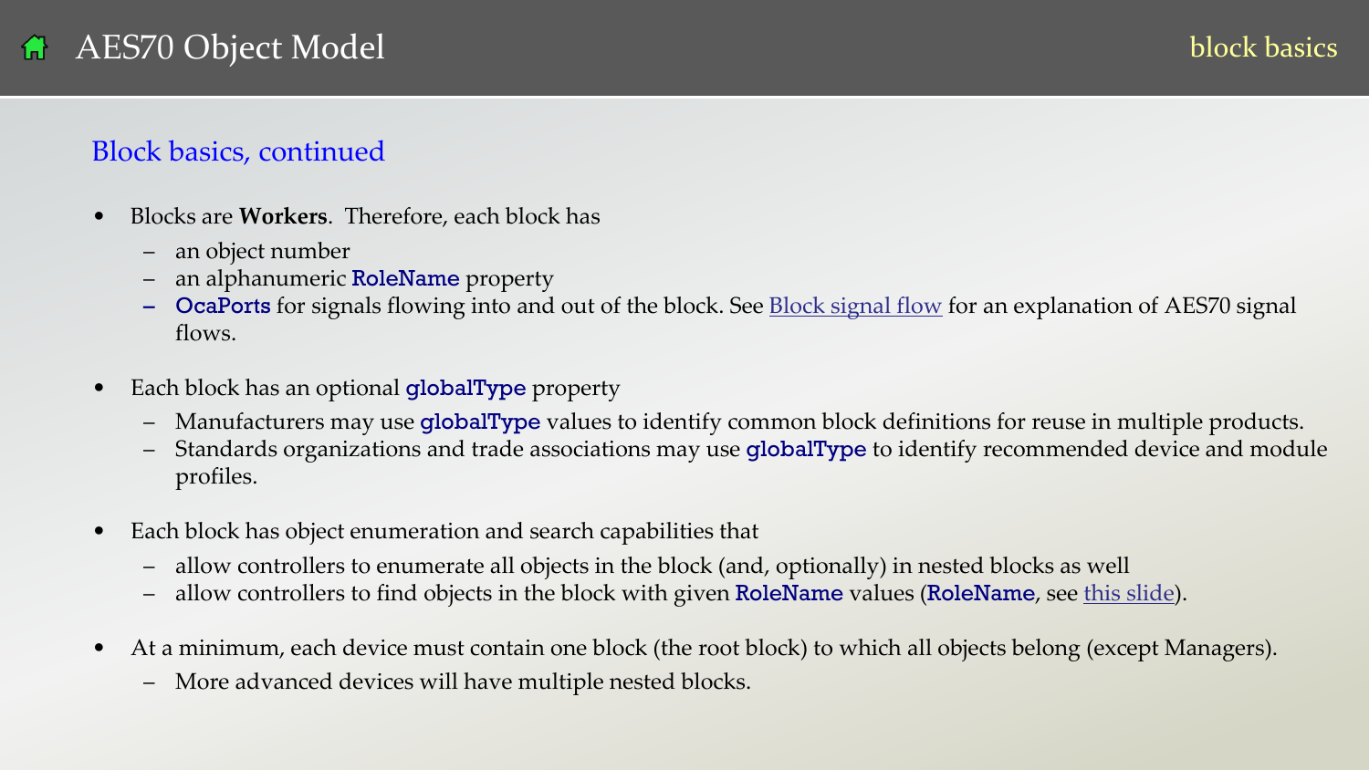## Block basics, continued

- Blocks are **Workers**. Therefore, each block has
  - an object number
  - an alphanumeric RoleName property
  - OcaPorts for signals flowing into and out of the block. See Block signal flow for an explanation of AES70 signal flows.
- Each block has an optional globalType property
  - Manufacturers may use globalType values to identify common block definitions for reuse in multiple products.
  - Standards organizations and trade associations may use globalType to identify recommended device and module profiles.
- Each block has object enumeration and search capabilities that
  - allow controllers to enumerate all objects in the block (and, optionally) in nested blocks as well
  - allow controllers to find objects in the block with given RoleName values (RoleName, see this slide).
- At a minimum, each device must contain one block (the root block) to which all objects belong (except Managers).
  - More advanced devices will have multiple nested blocks.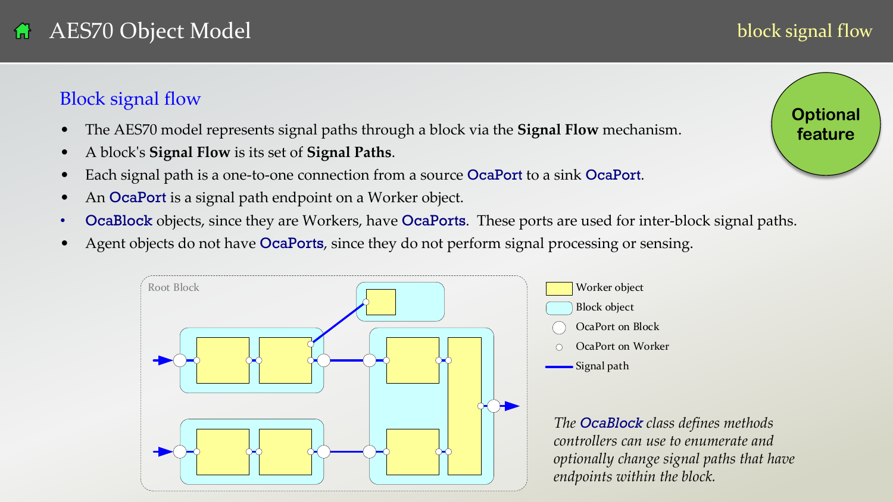## Block signal flow

**Optional feature**

- The AES70 model represents signal paths through a block via the **Signal Flow** mechanism.
- A block's **Signal Flow** is its set of **Signal Paths**.
- Each signal path is a one-to-one connection from a source OcaPort to a sink OcaPort.
- An OcaPort is a signal path endpoint on a Worker object.
- OcaBlock objects, since they are Workers, have OcaPorts. These ports are used for inter-block signal paths.
- Agent objects do not have OcaPorts, since they do not perform signal processing or sensing.

Root Block

Worker object

Block object

OcaPort on Block

OcaPort on Worker

Signal path

*The OcaBlock class defines methods controllers can use to enumerate and optionally change signal paths that have endpoints within the block.*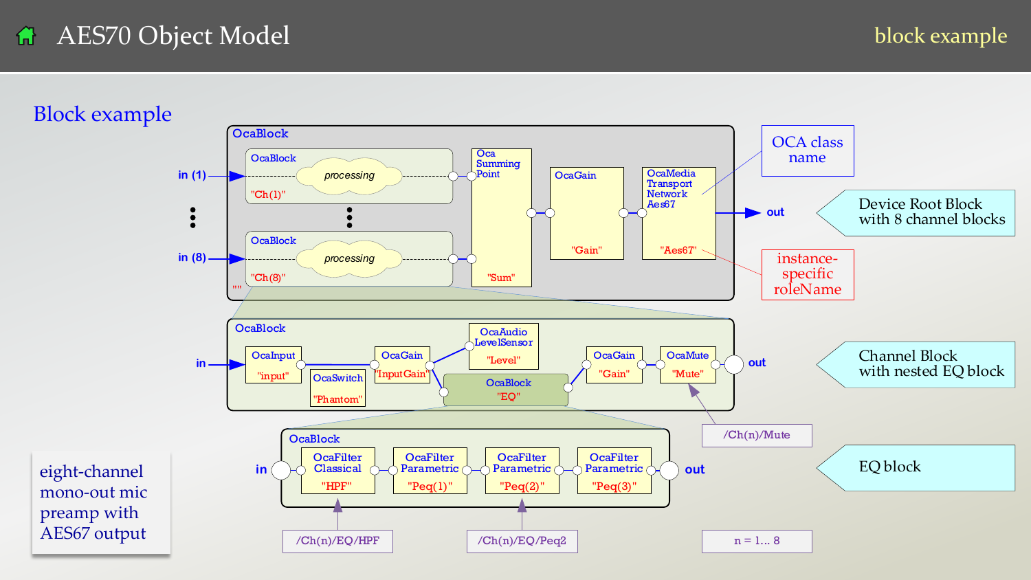# AES70 Object Model

block example

## Block example

OcaBlock

in (1) → OcaBlock — processing — "Ch(1)"

in (8) → OcaBlock — processing — "Ch(8)"

""

OcaSummingPoint "Sum"

OcaGain "Gain"

OcaMediaTransportNetworkAes67 "Aes67"

out

OCA class name

instance-specific roleName

Device Root Block with 8 channel blocks

OcaBlock

in → OcaInput "input" — OcaSwitch "Phantom" — OcaGain "InputGain" — OcaAudioLevelSensor "Level" — OcaBlock "EQ" — OcaGain "Gain" — OcaMute "Mute" → out

Channel Block with nested EQ block

/Ch(n)/Mute

OcaBlock

in → OcaFilterClassical "HPF" — OcaFilterParametric "Peq(1)" — OcaFilterParametric "Peq(2)" — OcaFilterParametric "Peq(3)" → out

EQ block

/Ch(n)/EQ/HPF

/Ch(n)/EQ/Peq2

n = 1... 8

eight-channel mono-out mic preamp with AES67 output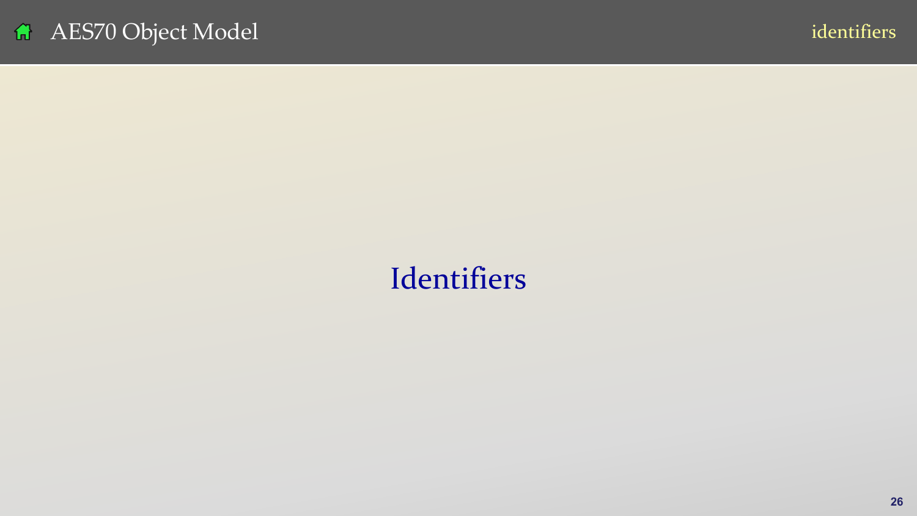# Identifiers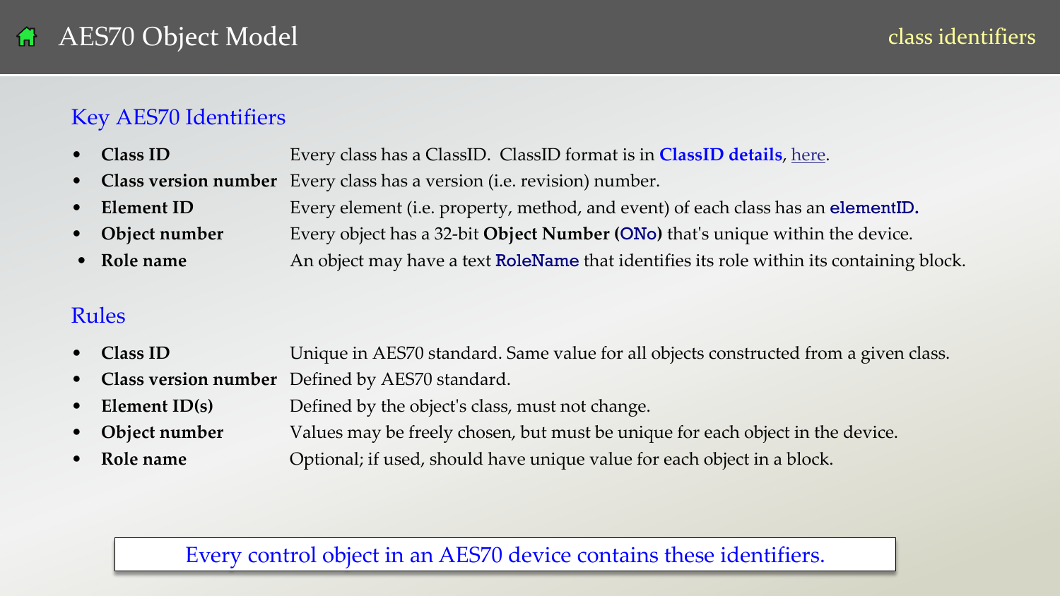# AES70 Object Model

class identifiers

## Key AES70 Identifiers

- **Class ID** — Every class has a ClassID. ClassID format is in **ClassID details**, here.
- **Class version number** — Every class has a version (i.e. revision) number.
- **Element ID** — Every element (i.e. property, method, and event) of each class has an elementID.
- **Object number** — Every object has a 32-bit **Object Number (ONo)** that's unique within the device.
- **Role name** — An object may have a text RoleName that identifies its role within its containing block.

## Rules

- **Class ID** — Unique in AES70 standard. Same value for all objects constructed from a given class.
- **Class version number** — Defined by AES70 standard.
- **Element ID(s)** — Defined by the object's class, must not change.
- **Object number** — Values may be freely chosen, but must be unique for each object in the device.
- **Role name** — Optional; if used, should have unique value for each object in a block.

Every control object in an AES70 device contains these identifiers.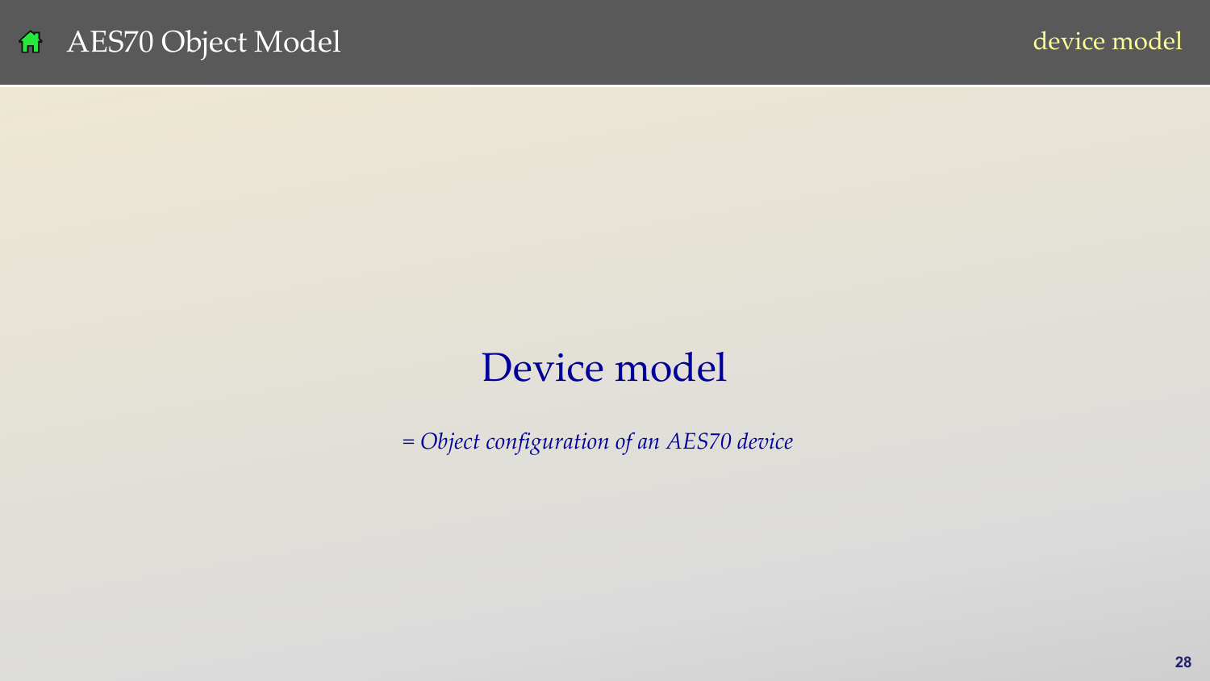# Device model

*= Object configuration of an AES70 device*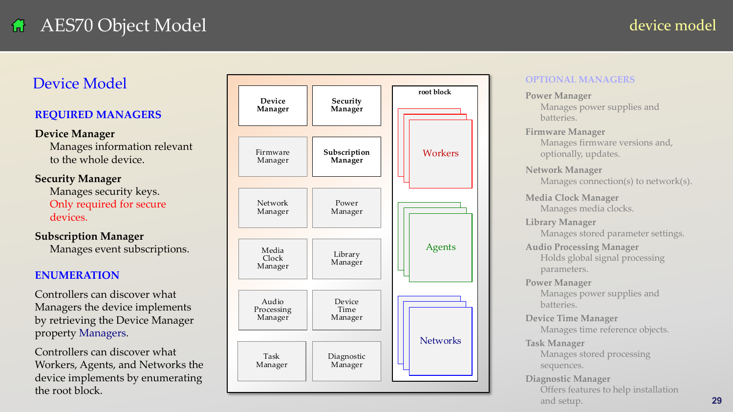# AES70 Object Model

## Device Model

### REQUIRED MANAGERS

**Device Manager**
Manages information relevant to the whole device.

**Security Manager**
Manages security keys.
Only required for secure devices.

**Subscription Manager**
Manages event subscriptions.

### ENUMERATION

Controllers can discover what Managers the device implements by retrieving the Device Manager property Managers.

Controllers can discover what Workers, Agents, and Networks the device implements by enumerating the root block.

| | | |
|---|---|---|
| **Device Manager** | **Security Manager** | root block |
| Firmware Manager | **Subscription Manager** | Workers |
| Network Manager | Power Manager | Agents |
| Media Clock Manager | Library Manager | Networks |
| Audio Processing Manager | Device Time Manager | |
| Task Manager | Diagnostic Manager | |

### OPTIONAL MANAGERS

**Power Manager**
Manages power supplies and batteries.

**Firmware Manager**
Manages firmware versions and, optionally, updates.

**Network Manager**
Manages connection(s) to network(s).

**Media Clock Manager**
Manages media clocks.

**Library Manager**
Manages stored parameter settings.

**Audio Processing Manager**
Holds global signal processing parameters.

**Power Manager**
Manages power supplies and batteries.

**Device Time Manager**
Manages time reference objects.

**Task Manager**
Manages stored processing sequences.

**Diagnostic Manager**
Offers features to help installation and setup.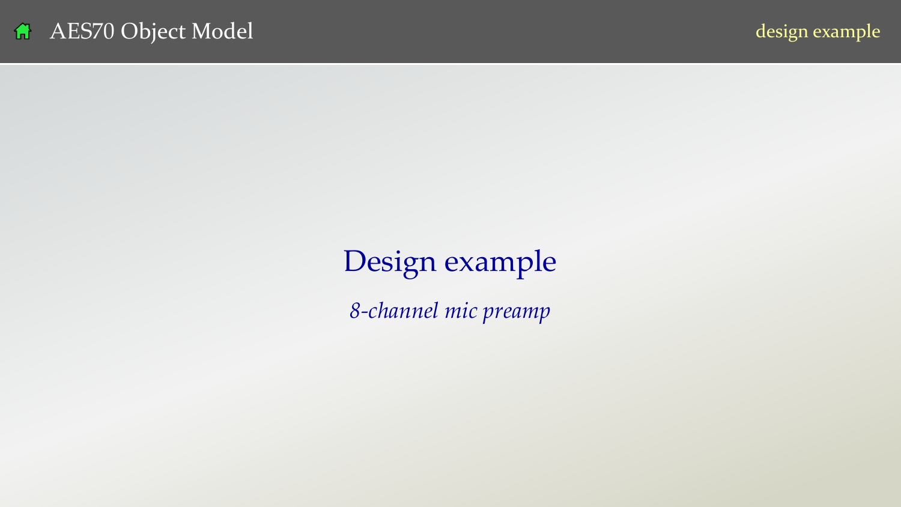# Design example

*8-channel mic preamp*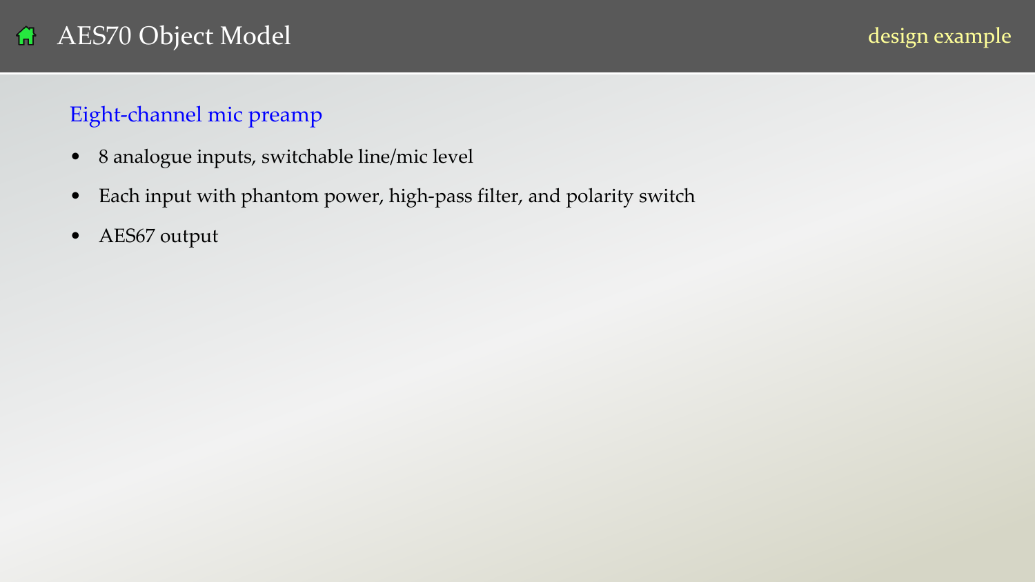# AES70 Object Model

design example

## Eight-channel mic preamp

- 8 analogue inputs, switchable line/mic level
- Each input with phantom power, high-pass filter, and polarity switch
- AES67 output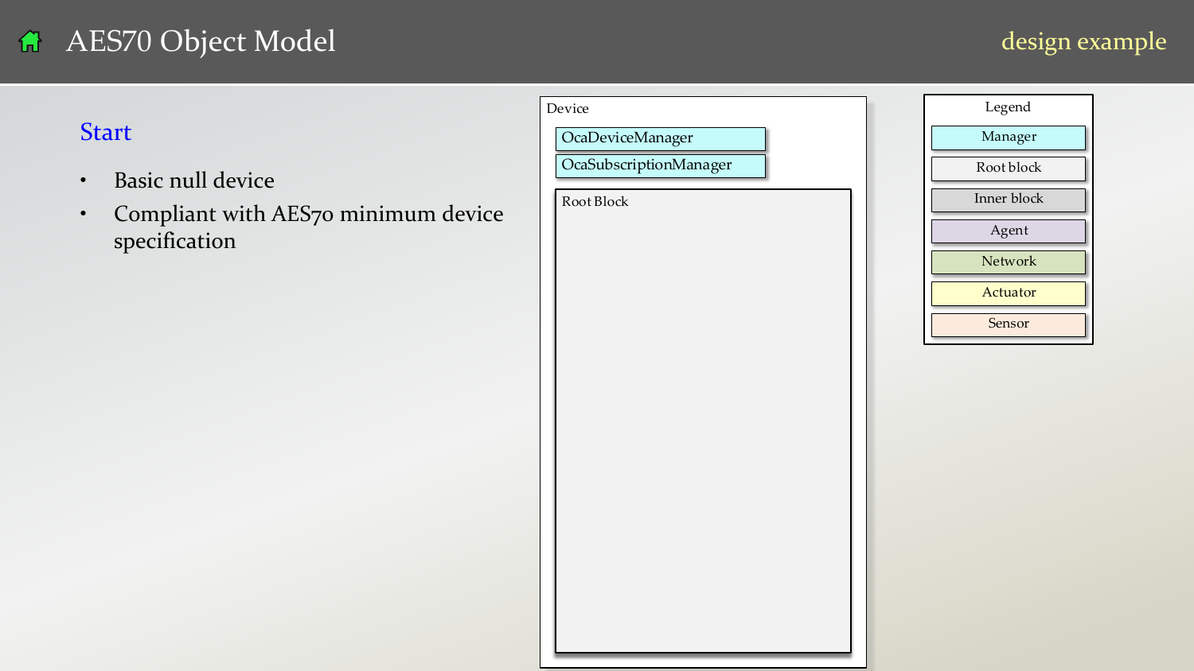# AES70 Object Model

design example

## Start

- Basic null device
- Compliant with AES70 minimum device specification

Device

OcaDeviceManager

OcaSubscriptionManager

Root Block

Legend

- Manager
- Root block
- Inner block
- Agent
- Network
- Actuator
- Sensor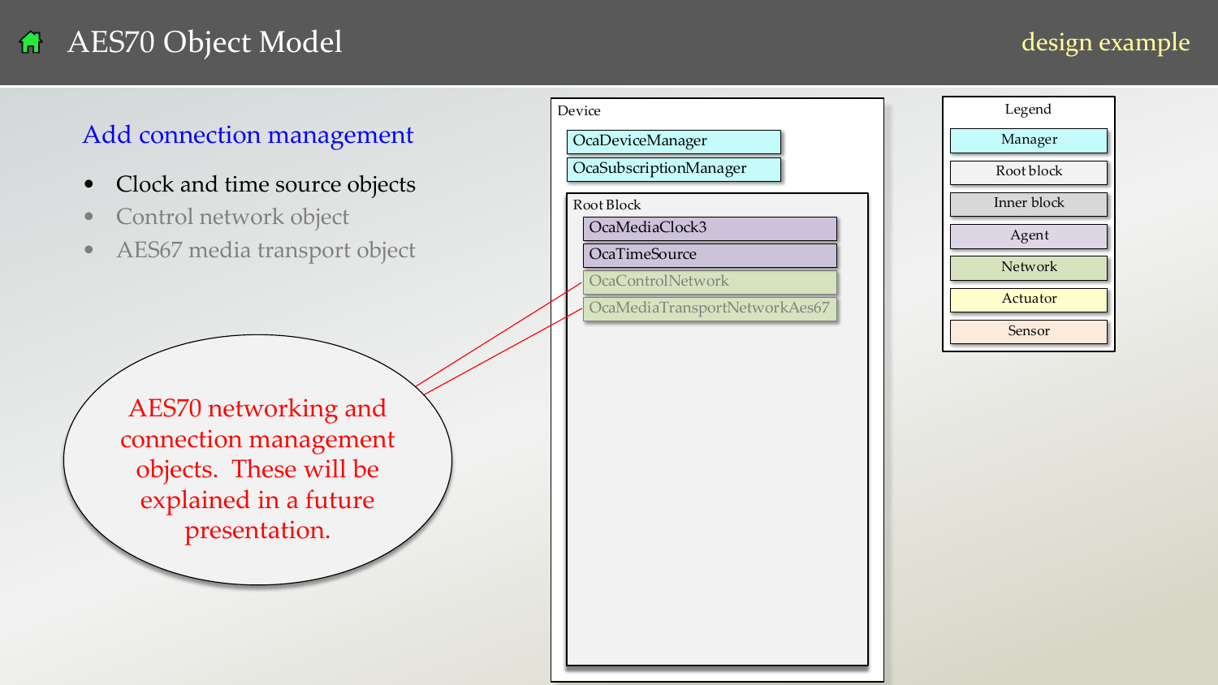# AES70 Object Model

design example

## Add connection management

- Clock and time source objects
- Control network object
- AES67 media transport object

AES70 networking and connection management objects. These will be explained in a future presentation.

Device

- OcaDeviceManager
- OcaSubscriptionManager

Root Block

- OcaMediaClock3
- OcaTimeSource
- OcaControlNetwork
- OcaMediaTransportNetworkAes67

Legend

- Manager
- Root block
- Inner block
- Agent
- Network
- Actuator
- Sensor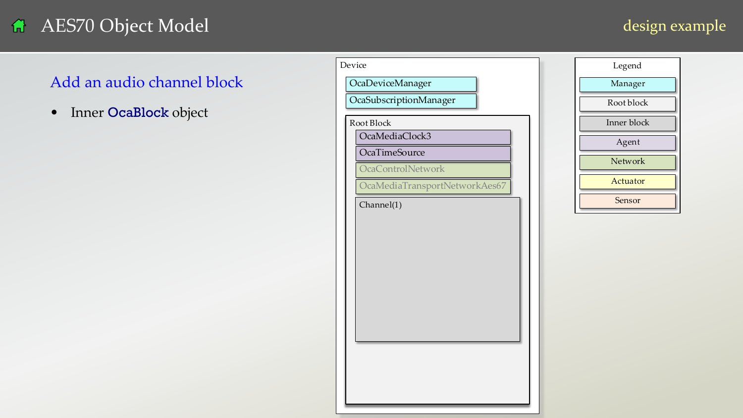# AES70 Object Model

design example

## Add an audio channel block

- Inner **OcaBlock** object

Device

- OcaDeviceManager
- OcaSubscriptionManager

Root Block

- OcaMediaClock3
- OcaTimeSource
- OcaControlNetwork
- OcaMediaTransportNetworkAes67

Channel(1)

| Legend |
| --- |
| Manager |
| Root block |
| Inner block |
| Agent |
| Network |
| Actuator |
| Sensor |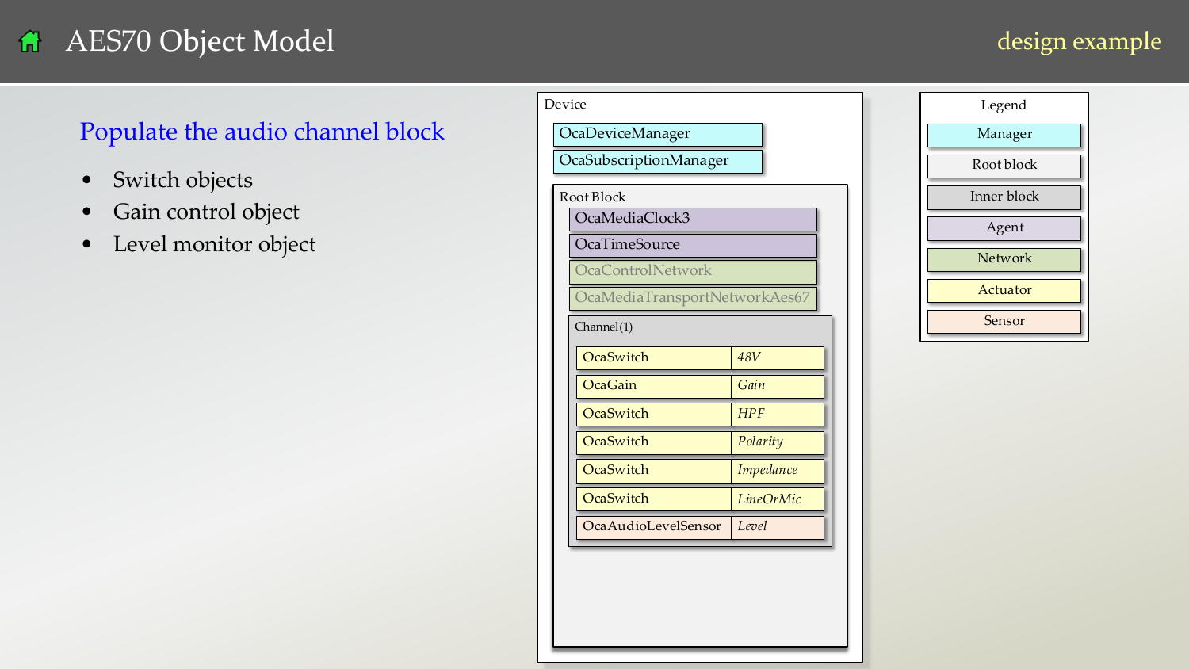# AES70 Object Model

design example

## Populate the audio channel block

- Switch objects
- Gain control object
- Level monitor object

Device

- OcaDeviceManager
- OcaSubscriptionManager

Root Block

- OcaMediaClock3
- OcaTimeSource
- OcaControlNetwork
- OcaMediaTransportNetworkAes67

Channel(1)

| Class | Role |
|---|---|
| OcaSwitch | *48V* |
| OcaGain | *Gain* |
| OcaSwitch | *HPF* |
| OcaSwitch | *Polarity* |
| OcaSwitch | *Impedance* |
| OcaSwitch | *LineOrMic* |
| OcaAudioLevelSensor | *Level* |

Legend

- Manager
- Root block
- Inner block
- Agent
- Network
- Actuator
- Sensor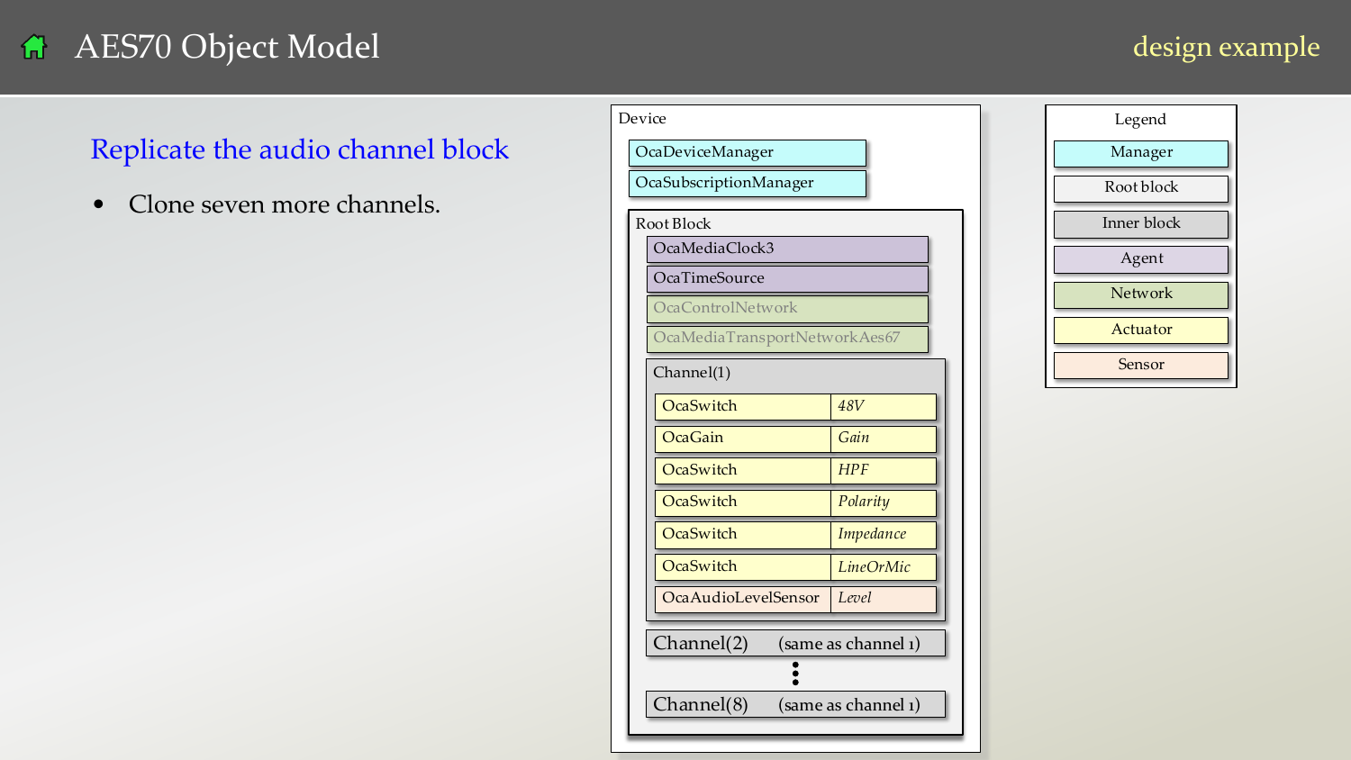# AES70 Object Model

design example

## Replicate the audio channel block

- Clone seven more channels.

Device

- OcaDeviceManager
- OcaSubscriptionManager

Root Block

- OcaMediaClock3
- OcaTimeSource
- OcaControlNetwork
- OcaMediaTransportNetworkAes67

Channel(1)

| | |
|---|---|
| OcaSwitch | *48V* |
| OcaGain | *Gain* |
| OcaSwitch | *HPF* |
| OcaSwitch | *Polarity* |
| OcaSwitch | *Impedance* |
| OcaSwitch | *LineOrMic* |
| OcaAudioLevelSensor | *Level* |

Channel(2) (same as channel 1)

⋮

Channel(8) (same as channel 1)

Legend

- Manager
- Root block
- Inner block
- Agent
- Network
- Actuator
- Sensor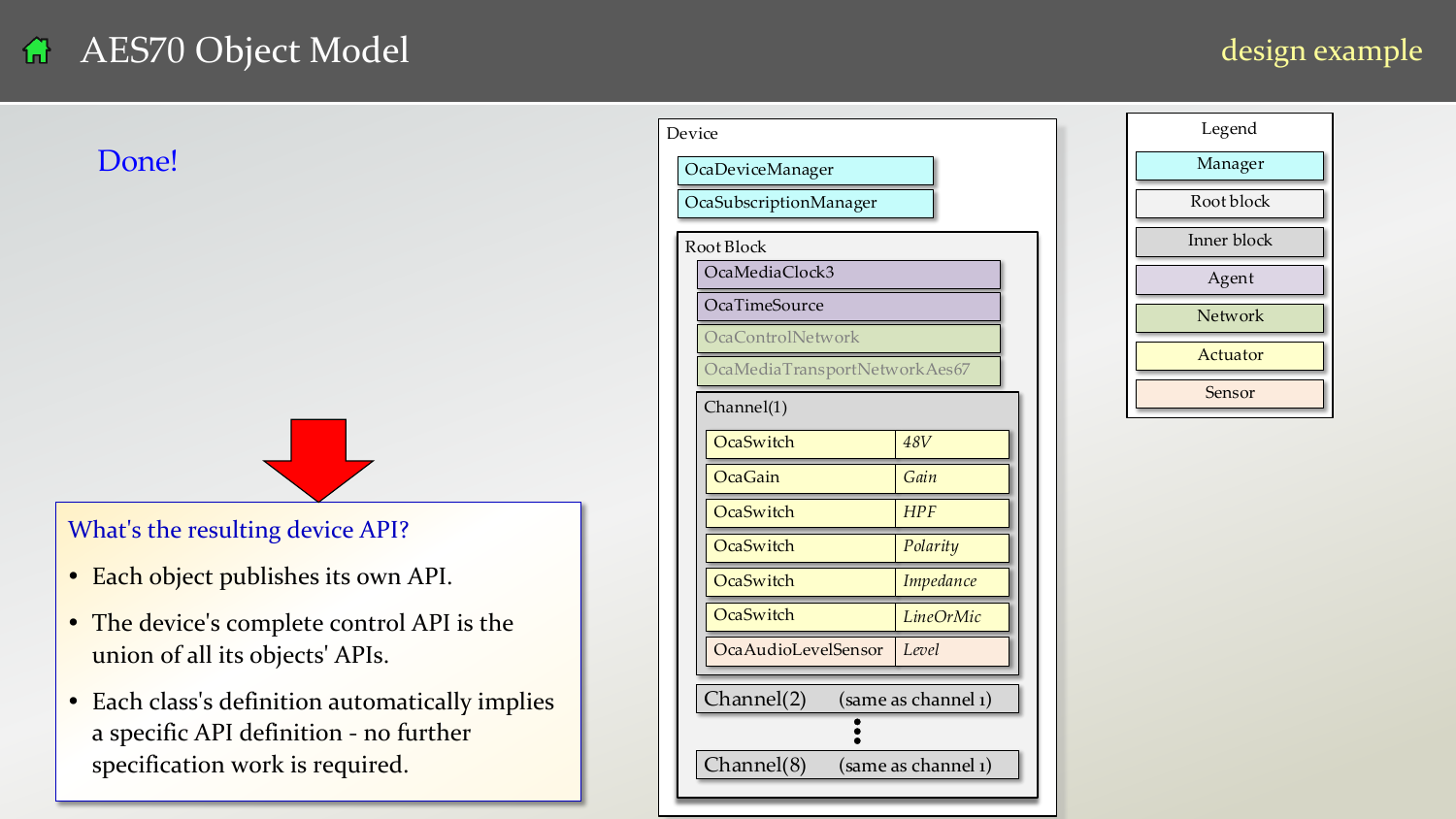# AES70 Object Model

design example

**Done!**

### What's the resulting device API?

- Each object publishes its own API.
- The device's complete control API is the union of all its objects' APIs.
- Each class's definition automatically implies a specific API definition - no further specification work is required.

Device

- OcaDeviceManager
- OcaSubscriptionManager

Root Block

- OcaMediaClock3
- OcaTimeSource
- OcaControlNetwork
- OcaMediaTransportNetworkAes67

Channel(1)

| Class | Role |
| --- | --- |
| OcaSwitch | *48V* |
| OcaGain | *Gain* |
| OcaSwitch | *HPF* |
| OcaSwitch | *Polarity* |
| OcaSwitch | *Impedance* |
| OcaSwitch | *LineOrMic* |
| OcaAudioLevelSensor | *Level* |

Channel(2) (same as channel 1)

⋮

Channel(8) (same as channel 1)

Legend

- Manager
- Root block
- Inner block
- Agent
- Network
- Actuator
- Sensor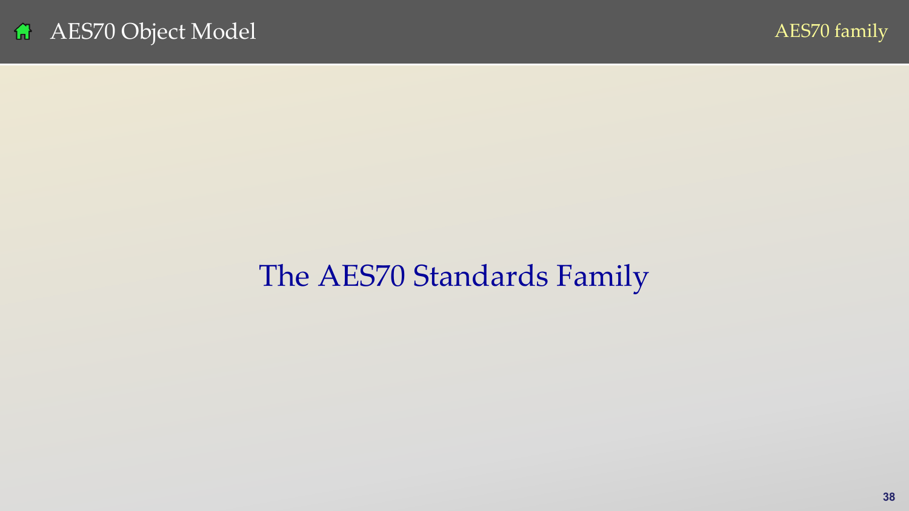# The AES70 Standards Family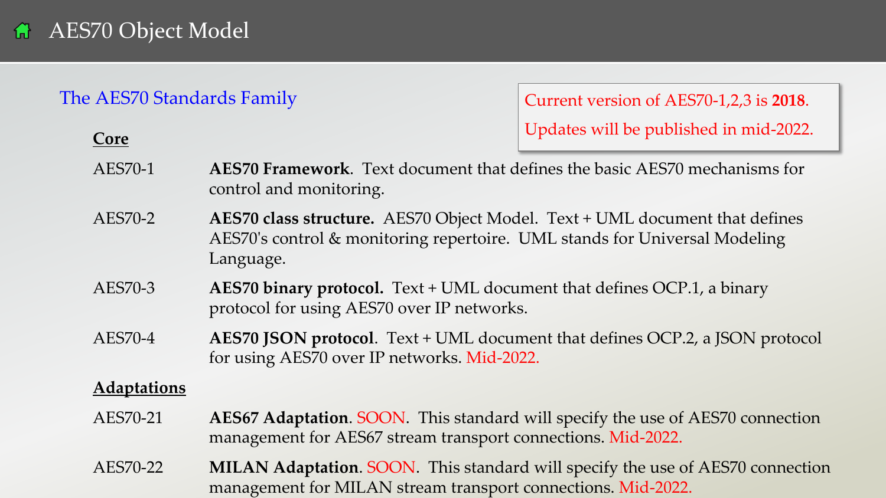# AES70 Object Model

## The AES70 Standards Family

> Current version of AES70-1,2,3 is **2018**.
>
> Updates will be published in mid-2022.

### Core

| | |
|---|---|
| AES70-1 | **AES70 Framework**. Text document that defines the basic AES70 mechanisms for control and monitoring. |
| AES70-2 | **AES70 class structure.** AES70 Object Model. Text + UML document that defines AES70's control & monitoring repertoire. UML stands for Universal Modeling Language. |
| AES70-3 | **AES70 binary protocol.** Text + UML document that defines OCP.1, a binary protocol for using AES70 over IP networks. |
| AES70-4 | **AES70 JSON protocol**. Text + UML document that defines OCP.2, a JSON protocol for using AES70 over IP networks. Mid-2022. |

### Adaptations

| | |
|---|---|
| AES70-21 | **AES67 Adaptation**. SOON. This standard will specify the use of AES70 connection management for AES67 stream transport connections. Mid-2022. |
| AES70-22 | **MILAN Adaptation**. SOON. This standard will specify the use of AES70 connection management for MILAN stream transport connections. Mid-2022. |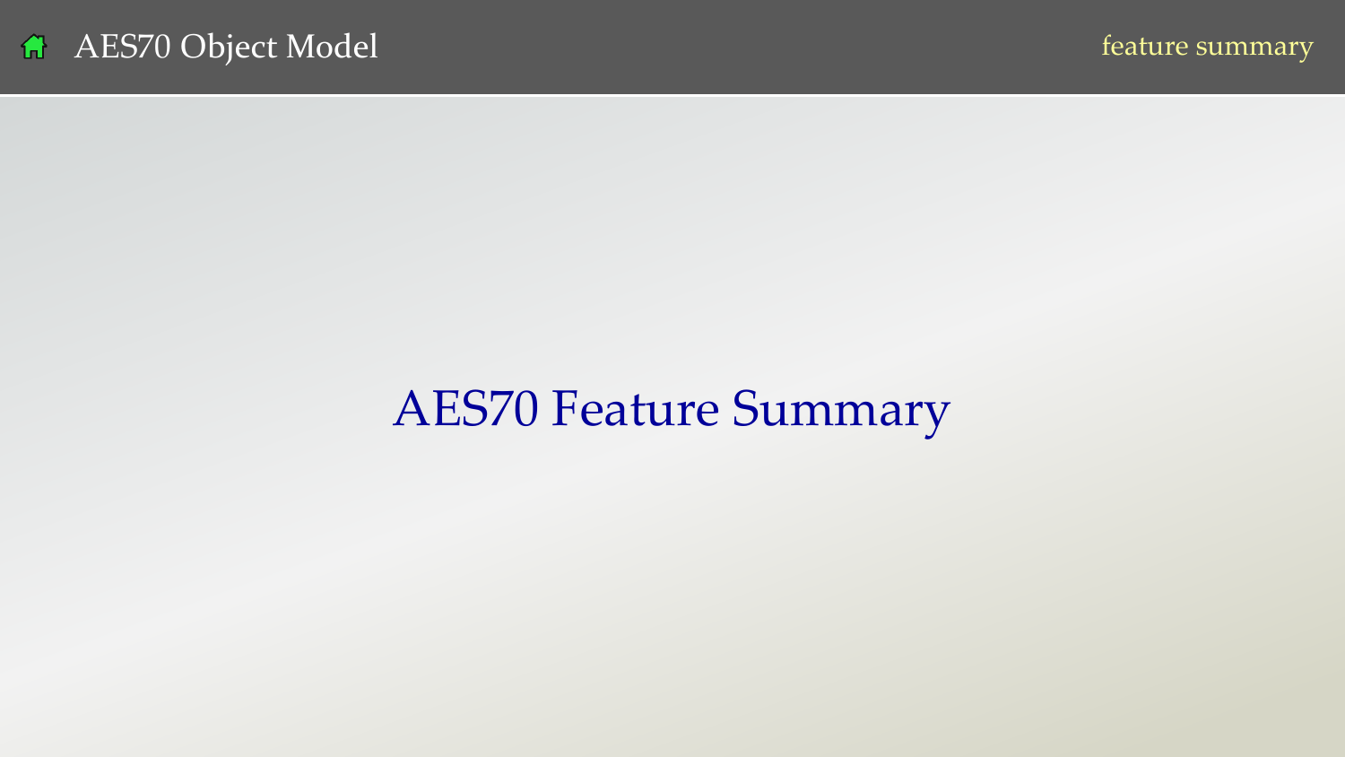# AES70 Feature Summary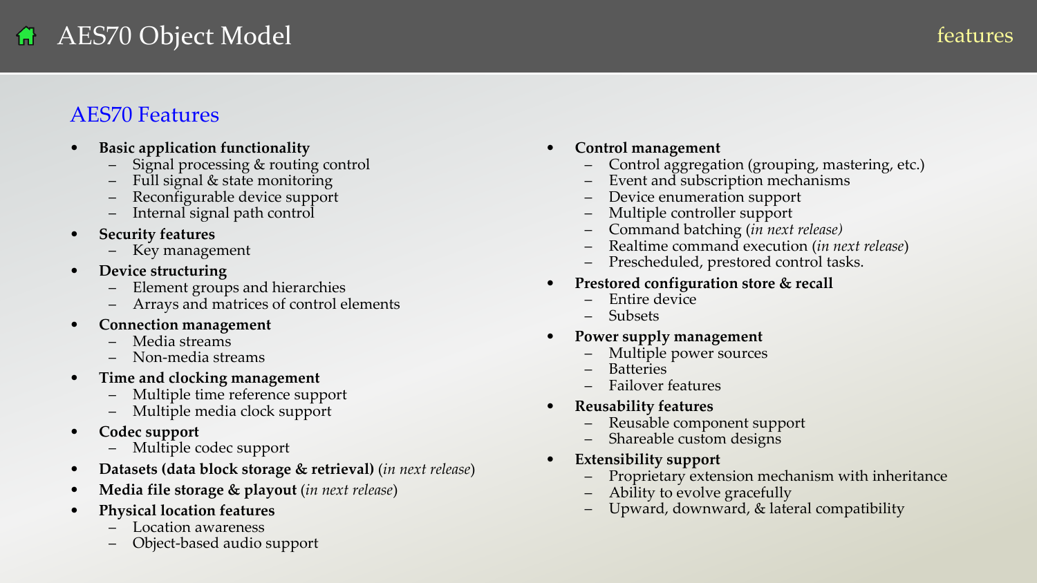# AES70 Object Model

## AES70 Features

- **Basic application functionality**
  - Signal processing & routing control
  - Full signal & state monitoring
  - Reconfigurable device support
  - Internal signal path control
- **Security features**
  - Key management
- **Device structuring**
  - Element groups and hierarchies
  - Arrays and matrices of control elements
- **Connection management**
  - Media streams
  - Non-media streams
- **Time and clocking management**
  - Multiple time reference support
  - Multiple media clock support
- **Codec support**
  - Multiple codec support
- **Datasets (data block storage & retrieval)** (*in next release*)
- **Media file storage & playout** (*in next release*)
- **Physical location features**
  - Location awareness
  - Object-based audio support
- **Control management**
  - Control aggregation (grouping, mastering, etc.)
  - Event and subscription mechanisms
  - Device enumeration support
  - Multiple controller support
  - Command batching (*in next release)*
  - Realtime command execution (*in next release*)
  - Prescheduled, prestored control tasks.
- **Prestored configuration store & recall**
  - Entire device
  - Subsets
- **Power supply management**
  - Multiple power sources
  - Batteries
  - Failover features
- **Reusability features**
  - Reusable component support
  - Shareable custom designs
- **Extensibility support**
  - Proprietary extension mechanism with inheritance
  - Ability to evolve gracefully
  - Upward, downward, & lateral compatibility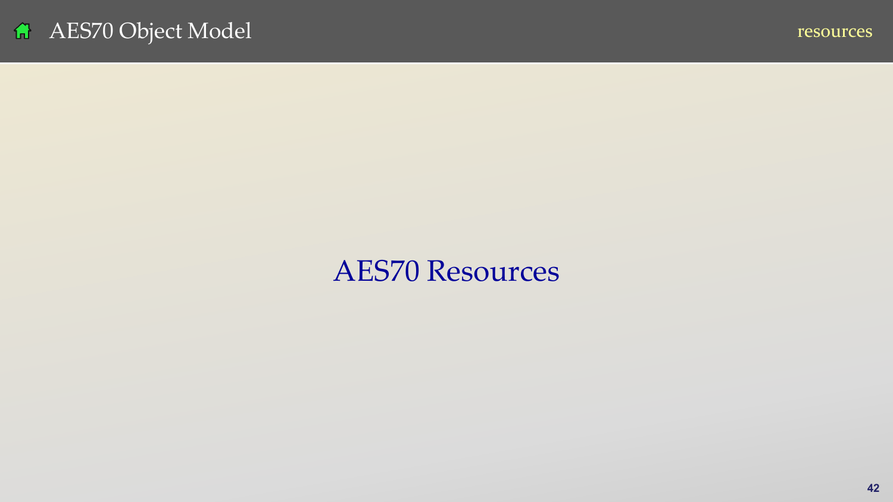# AES70 Resources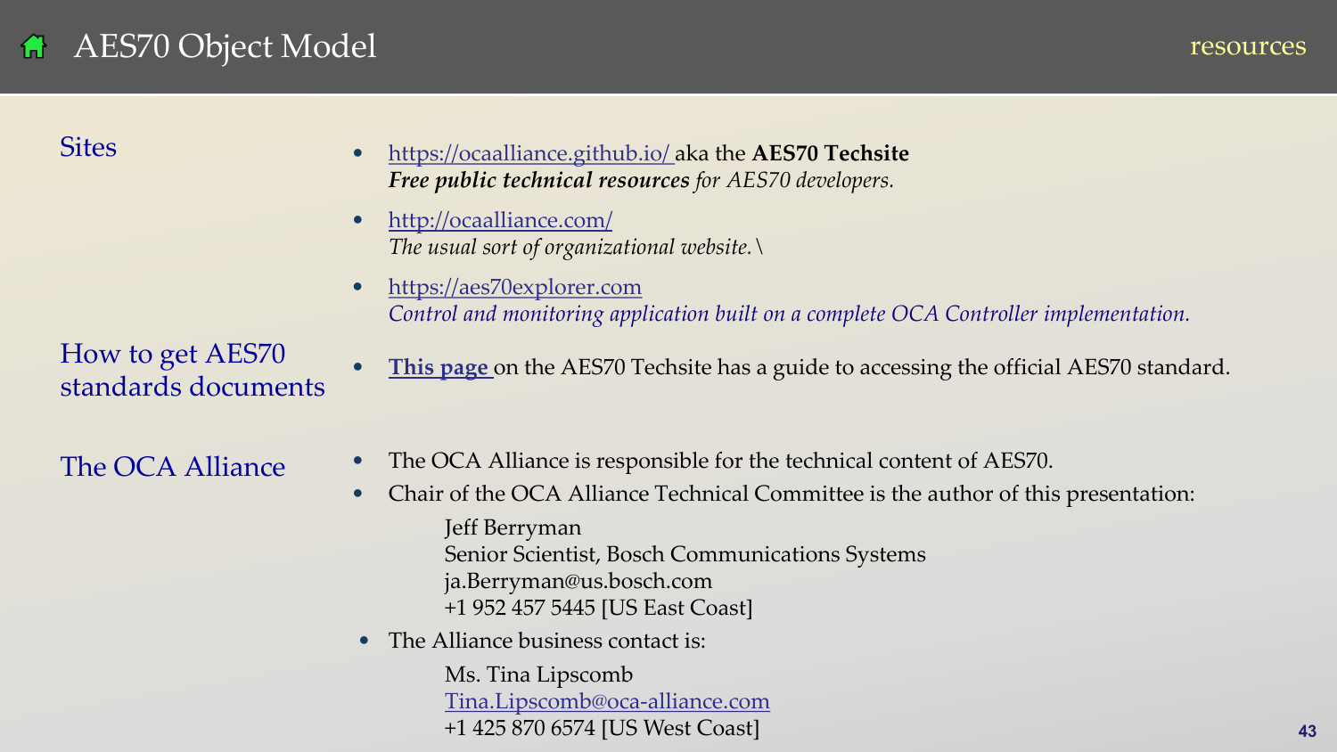# AES70 Object Model

resources

## Sites

- https://ocaalliance.github.io/ aka the **AES70 Techsite**
  ***Free public technical resources*** *for AES70 developers.*
- http://ocaalliance.com/
  *The usual sort of organizational website.\*
- https://aes70explorer.com
  *Control and monitoring application built on a complete OCA Controller implementation.*

## How to get AES70 standards documents

- **This page** on the AES70 Techsite has a guide to accessing the official AES70 standard.

## The OCA Alliance

- The OCA Alliance is responsible for the technical content of AES70.
- Chair of the OCA Alliance Technical Committee is the author of this presentation:

  Jeff Berryman
  Senior Scientist, Bosch Communications Systems
  ja.Berryman@us.bosch.com
  +1 952 457 5445 [US East Coast]

- The Alliance business contact is:

  Ms. Tina Lipscomb
  Tina.Lipscomb@oca-alliance.com
  +1 425 870 6574 [US West Coast]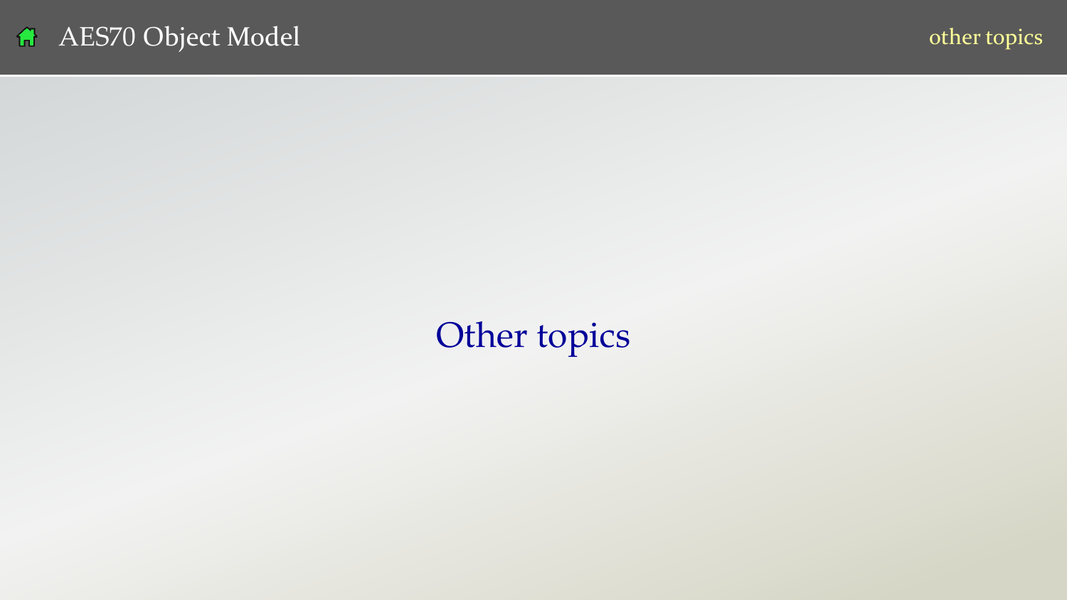# Other topics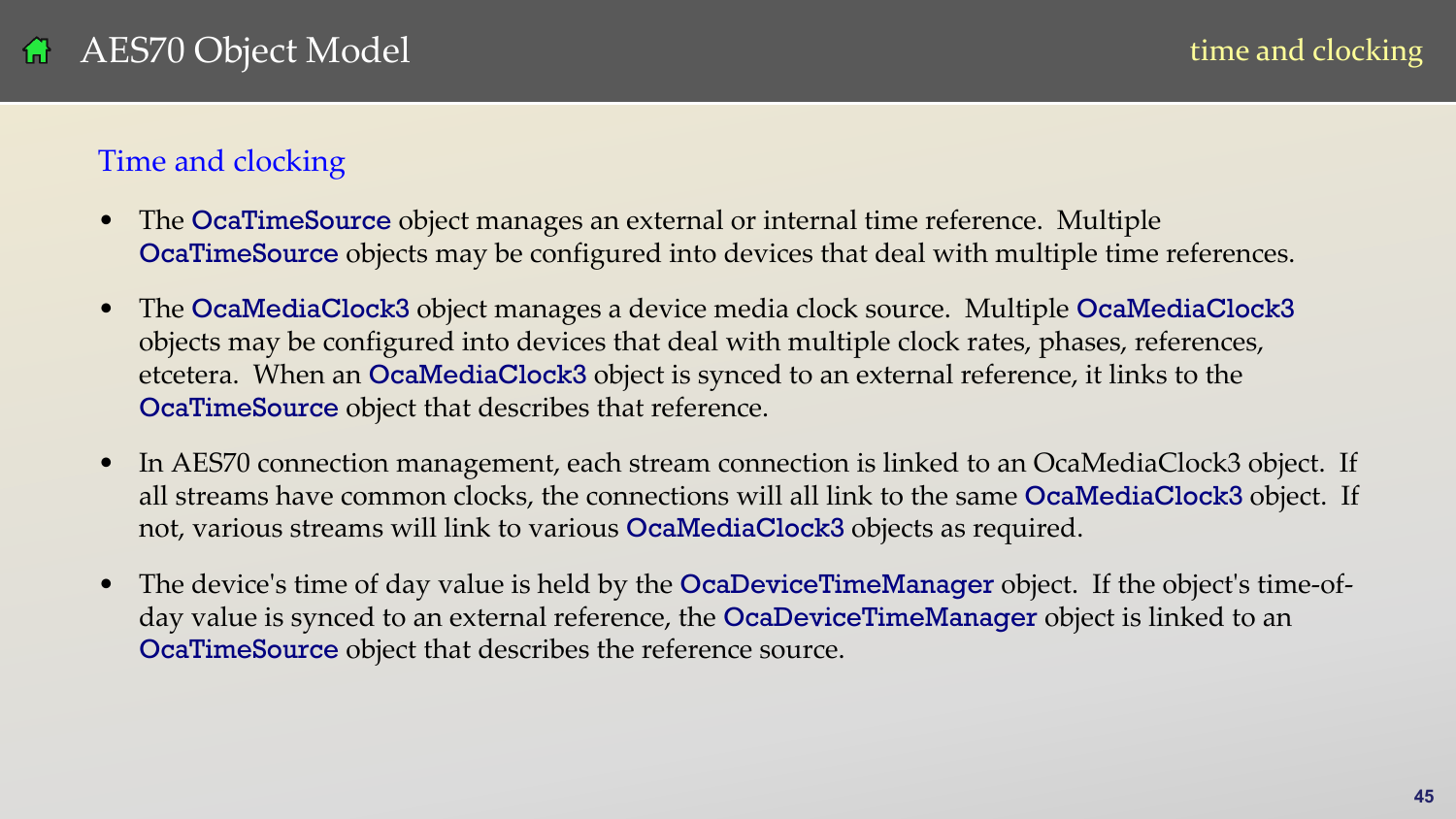# AES70 Object Model

## Time and clocking

- The OcaTimeSource object manages an external or internal time reference. Multiple OcaTimeSource objects may be configured into devices that deal with multiple time references.
- The OcaMediaClock3 object manages a device media clock source. Multiple OcaMediaClock3 objects may be configured into devices that deal with multiple clock rates, phases, references, etcetera. When an OcaMediaClock3 object is synced to an external reference, it links to the OcaTimeSource object that describes that reference.
- In AES70 connection management, each stream connection is linked to an OcaMediaClock3 object. If all streams have common clocks, the connections will all link to the same OcaMediaClock3 object. If not, various streams will link to various OcaMediaClock3 objects as required.
- The device's time of day value is held by the OcaDeviceTimeManager object. If the object's time-of-day value is synced to an external reference, the OcaDeviceTimeManager object is linked to an OcaTimeSource object that describes the reference source.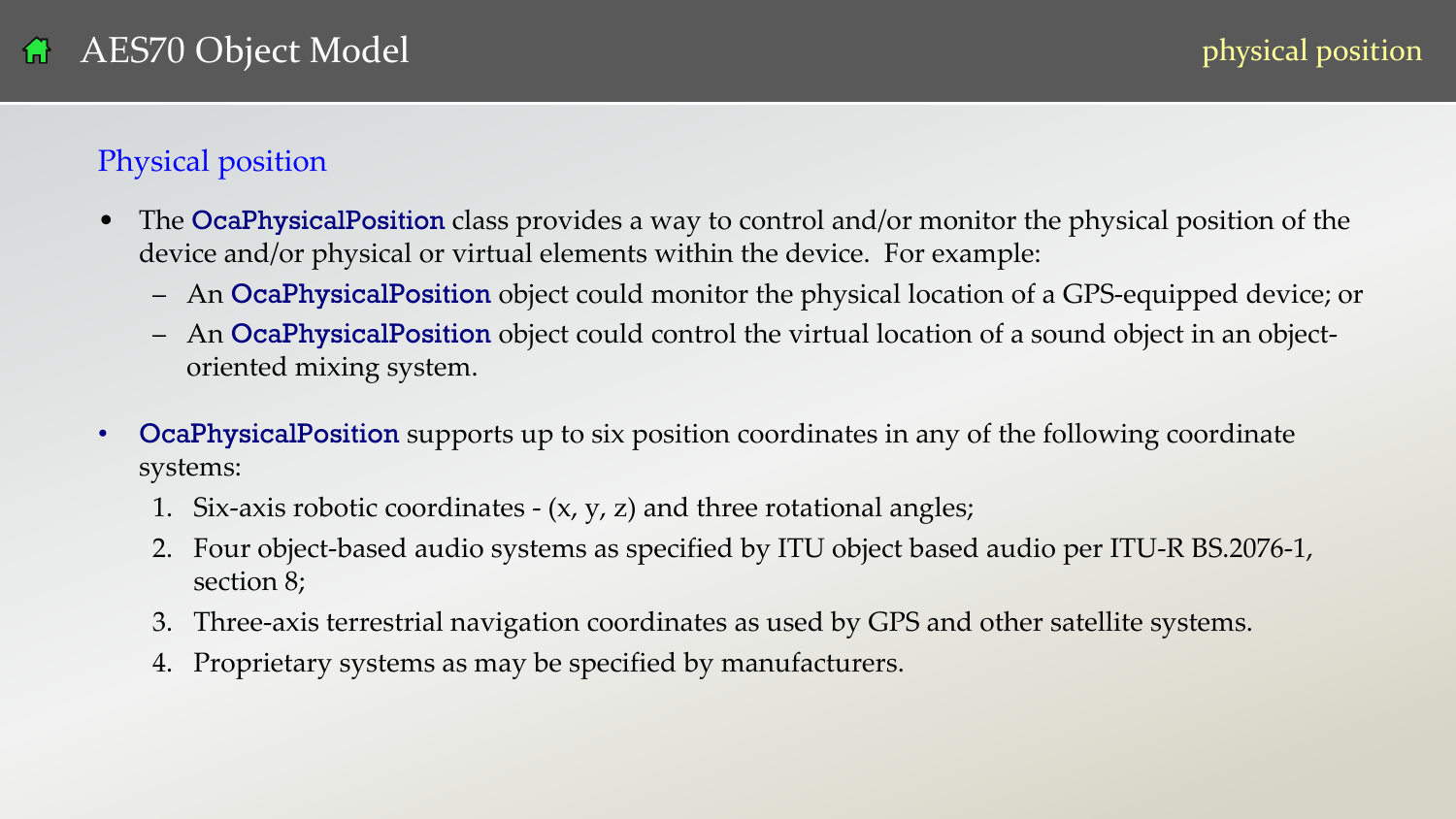## Physical position

- The OcaPhysicalPosition class provides a way to control and/or monitor the physical position of the device and/or physical or virtual elements within the device. For example:
  - An OcaPhysicalPosition object could monitor the physical location of a GPS-equipped device; or
  - An OcaPhysicalPosition object could control the virtual location of a sound object in an object-oriented mixing system.

- OcaPhysicalPosition supports up to six position coordinates in any of the following coordinate systems:
  1. Six-axis robotic coordinates - (x, y, z) and three rotational angles;
  2. Four object-based audio systems as specified by ITU object based audio per ITU-R BS.2076-1, section 8;
  3. Three-axis terrestrial navigation coordinates as used by GPS and other satellite systems.
  4. Proprietary systems as may be specified by manufacturers.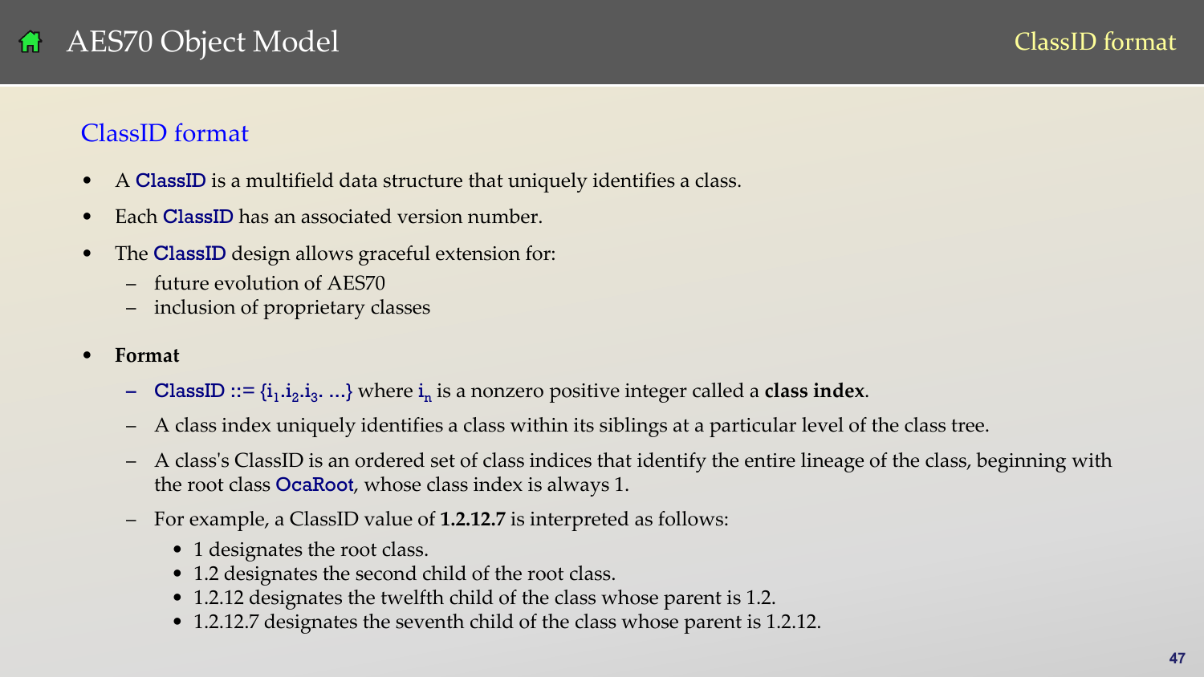## ClassID format

- A **ClassID** is a multifield data structure that uniquely identifies a class.
- Each **ClassID** has an associated version number.
- The **ClassID** design allows graceful extension for:
  - future evolution of AES70
  - inclusion of proprietary classes
- **Format**
  - ClassID ::= {$i_1$.$i_2$.$i_3$. ...} where $i_n$ is a nonzero positive integer called a **class index**.
  - A class index uniquely identifies a class within its siblings at a particular level of the class tree.
  - A class's ClassID is an ordered set of class indices that identify the entire lineage of the class, beginning with the root class OcaRoot, whose class index is always 1.
  - For example, a ClassID value of **1.2.12.7** is interpreted as follows:
    - 1 designates the root class.
    - 1.2 designates the second child of the root class.
    - 1.2.12 designates the twelfth child of the class whose parent is 1.2.
    - 1.2.12.7 designates the seventh child of the class whose parent is 1.2.12.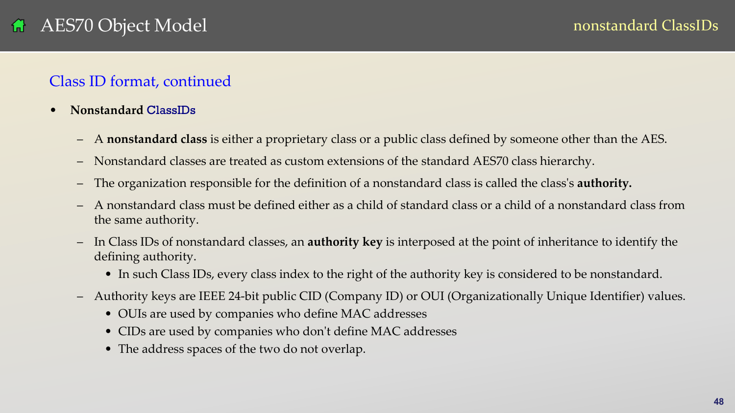## Class ID format, continued

- **Nonstandard ClassIDs**
  - A **nonstandard class** is either a proprietary class or a public class defined by someone other than the AES.
  - Nonstandard classes are treated as custom extensions of the standard AES70 class hierarchy.
  - The organization responsible for the definition of a nonstandard class is called the class's **authority.**
  - A nonstandard class must be defined either as a child of standard class or a child of a nonstandard class from the same authority.
  - In Class IDs of nonstandard classes, an **authority key** is interposed at the point of inheritance to identify the defining authority.
    - In such Class IDs, every class index to the right of the authority key is considered to be nonstandard.
  - Authority keys are IEEE 24-bit public CID (Company ID) or OUI (Organizationally Unique Identifier) values.
    - OUIs are used by companies who define MAC addresses
    - CIDs are used by companies who don't define MAC addresses
    - The address spaces of the two do not overlap.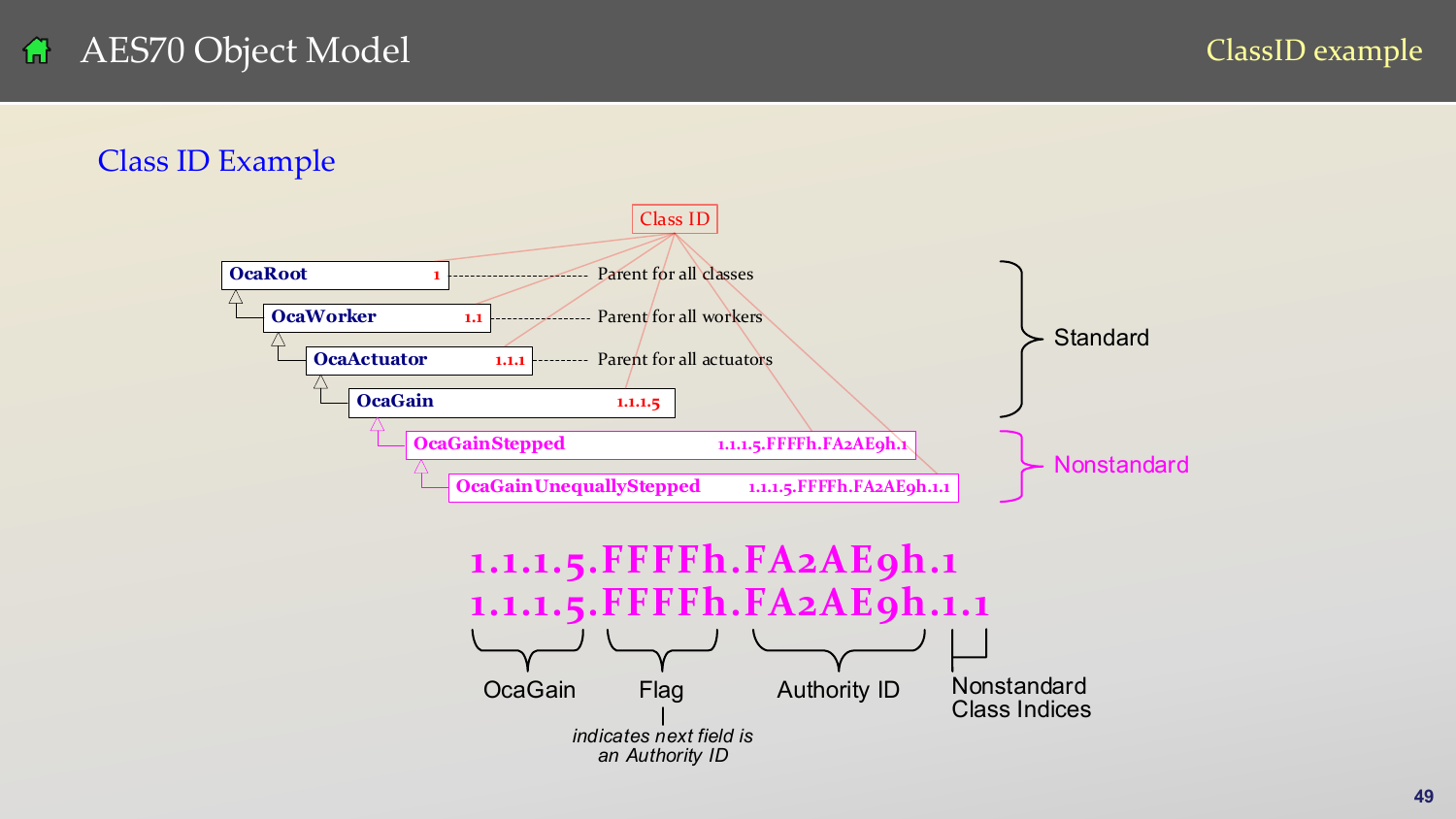# AES70 Object Model

ClassID example

## Class ID Example

Class ID

| Class | Class ID | Description |
| --- | --- | --- |
| **OcaRoot** | 1 | Parent for all classes |
| **OcaWorker** | 1.1 | Parent for all workers |
| **OcaActuator** | 1.1.1 | Parent for all actuators |
| **OcaGain** | 1.1.1.5 | |
| **OcaGainStepped** | 1.1.1.5.FFFFh.FA2AE9h.1 | |
| **OcaGainUnequallyStepped** | 1.1.1.5.FFFFh.FA2AE9h.1.1 | |

Standard: OcaRoot, OcaWorker, OcaActuator, OcaGain

Nonstandard: OcaGainStepped, OcaGainUnequallyStepped

**1.1.1.5.FFFFh.FA2AE9h.1**

**1.1.1.5.FFFFh.FA2AE9h.1.1**

- 1.1.1.5 — OcaGain
- FFFFh — Flag (*indicates next field is an Authority ID*)
- FA2AE9h — Authority ID
- 1.1 — Nonstandard Class Indices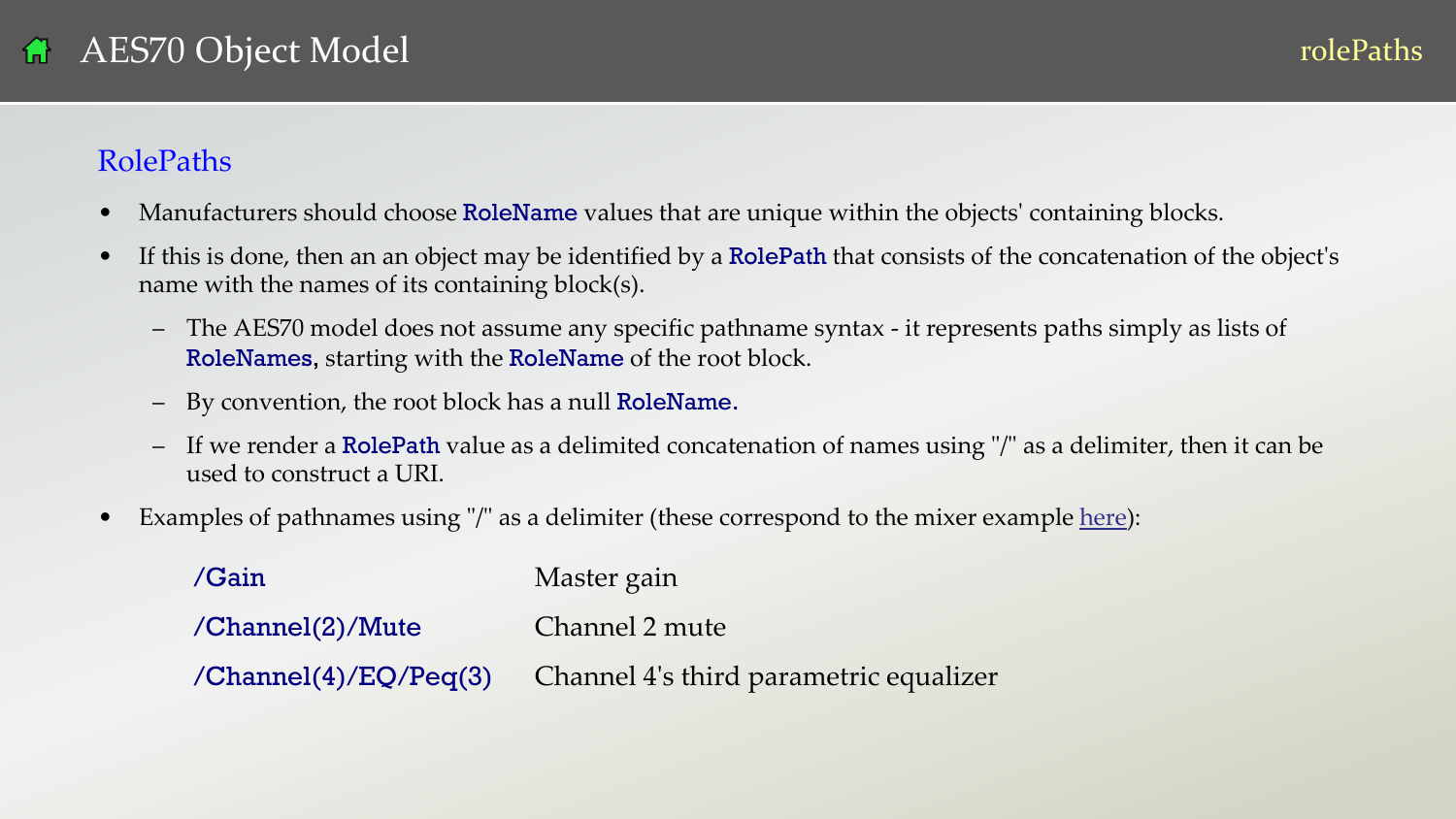## RolePaths

- Manufacturers should choose RoleName values that are unique within the objects' containing blocks.
- If this is done, then an an object may be identified by a RolePath that consists of the concatenation of the object's name with the names of its containing block(s).
  - The AES70 model does not assume any specific pathname syntax - it represents paths simply as lists of RoleNames, starting with the RoleName of the root block.
  - By convention, the root block has a null RoleName.
  - If we render a RolePath value as a delimited concatenation of names using "/" as a delimiter, then it can be used to construct a URI.
- Examples of pathnames using "/" as a delimiter (these correspond to the mixer example here):

| | |
|---|---|
| /Gain | Master gain |
| /Channel(2)/Mute | Channel 2 mute |
| /Channel(4)/EQ/Peq(3) | Channel 4's third parametric equalizer |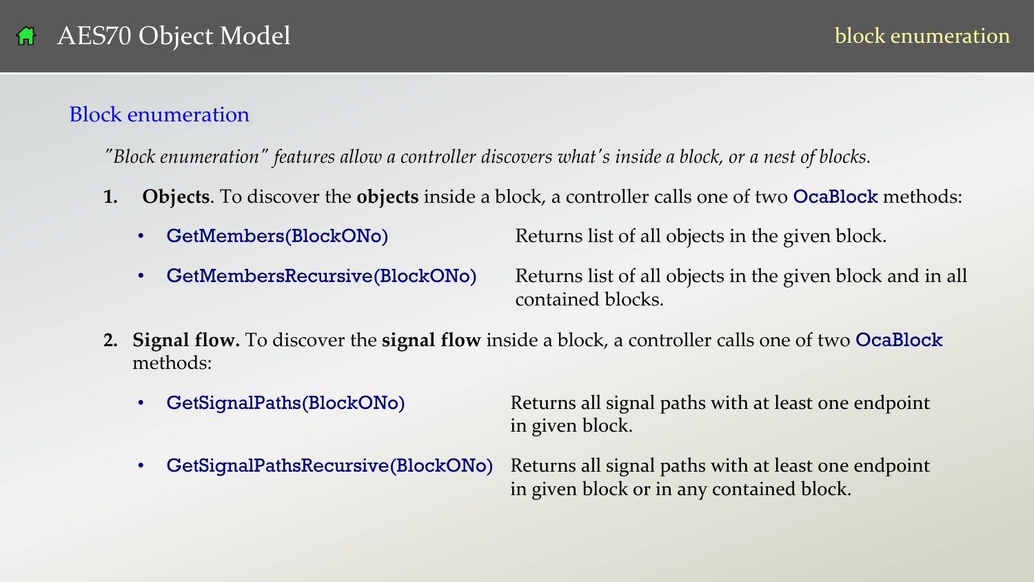# AES70 Object Model

## Block enumeration

*"Block enumeration" features allow a controller discovers what's inside a block, or a nest of blocks.*

1. **Objects**. To discover the **objects** inside a block, a controller calls one of two OcaBlock methods:
   - GetMembers(BlockONo) — Returns list of all objects in the given block.
   - GetMembersRecursive(BlockONo) — Returns list of all objects in the given block and in all contained blocks.

2. **Signal flow.** To discover the **signal flow** inside a block, a controller calls one of two OcaBlock methods:
   - GetSignalPaths(BlockONo) — Returns all signal paths with at least one endpoint in given block.
   - GetSignalPathsRecursive(BlockONo) — Returns all signal paths with at least one endpoint in given block or in any contained block.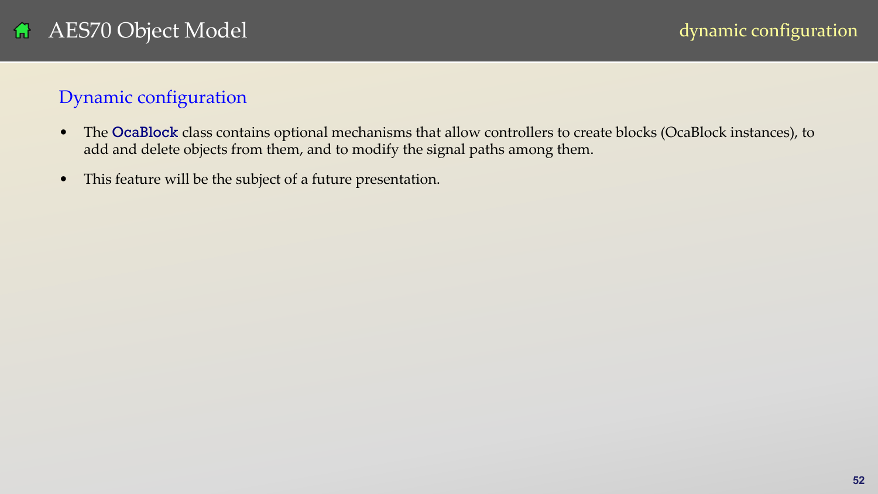## Dynamic configuration

- The **OcaBlock** class contains optional mechanisms that allow controllers to create blocks (OcaBlock instances), to add and delete objects from them, and to modify the signal paths among them.
- This feature will be the subject of a future presentation.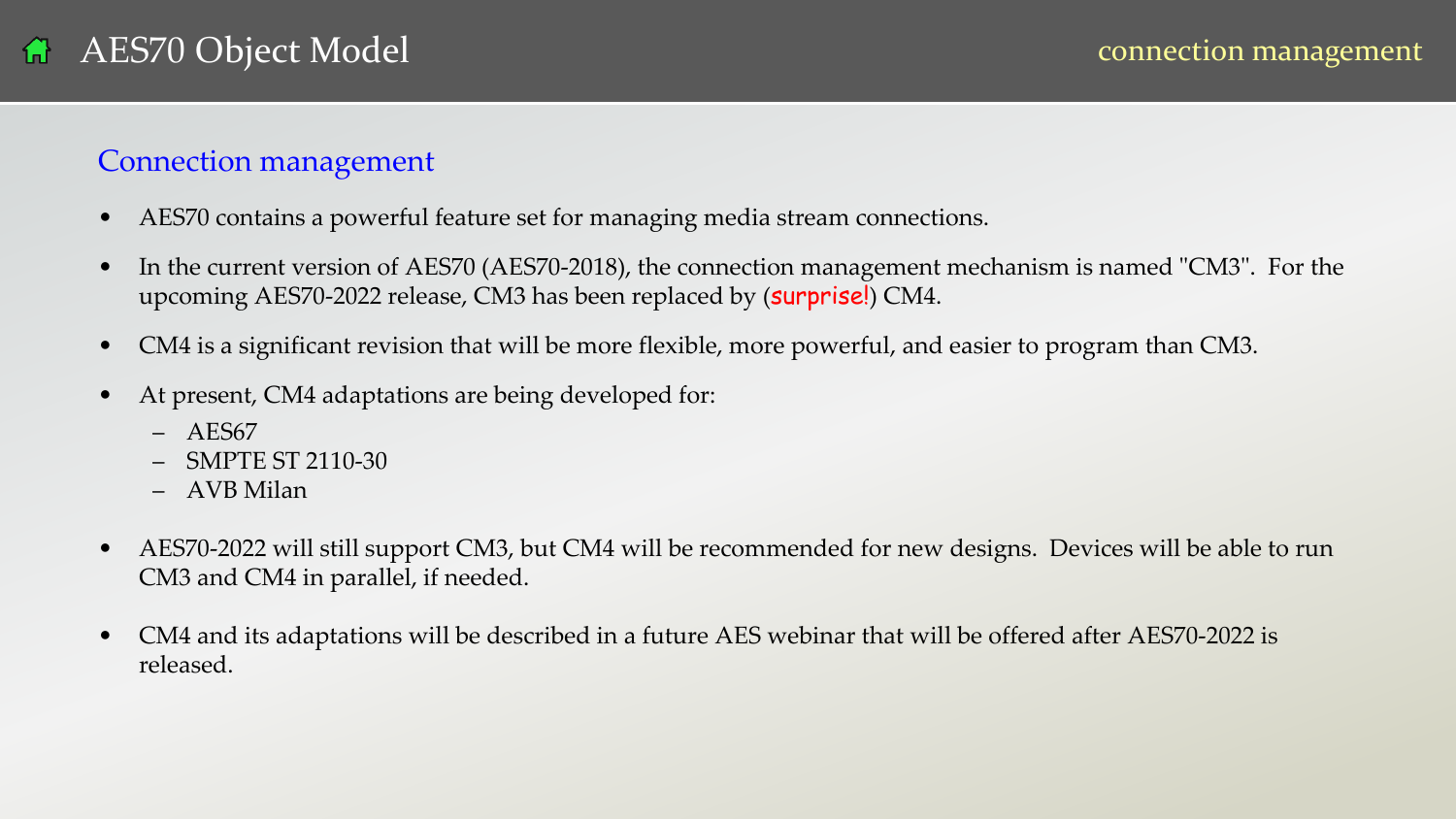# AES70 Object Model

## Connection management

- AES70 contains a powerful feature set for managing media stream connections.
- In the current version of AES70 (AES70-2018), the connection management mechanism is named "CM3". For the upcoming AES70-2022 release, CM3 has been replaced by (surprise!) CM4.
- CM4 is a significant revision that will be more flexible, more powerful, and easier to program than CM3.
- At present, CM4 adaptations are being developed for:
  - AES67
  - SMPTE ST 2110-30
  - AVB Milan
- AES70-2022 will still support CM3, but CM4 will be recommended for new designs. Devices will be able to run CM3 and CM4 in parallel, if needed.
- CM4 and its adaptations will be described in a future AES webinar that will be offered after AES70-2022 is released.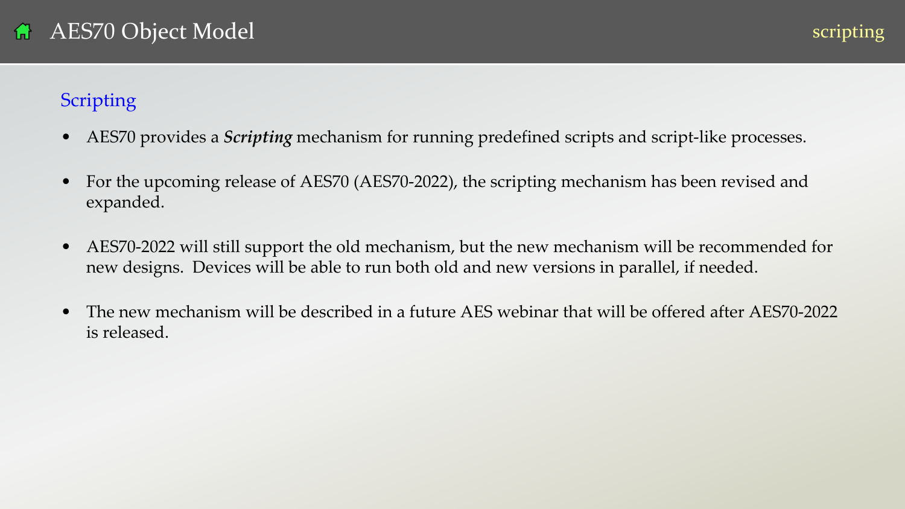## Scripting

- AES70 provides a ***Scripting*** mechanism for running predefined scripts and script-like processes.
- For the upcoming release of AES70 (AES70-2022), the scripting mechanism has been revised and expanded.
- AES70-2022 will still support the old mechanism, but the new mechanism will be recommended for new designs. Devices will be able to run both old and new versions in parallel, if needed.
- The new mechanism will be described in a future AES webinar that will be offered after AES70-2022 is released.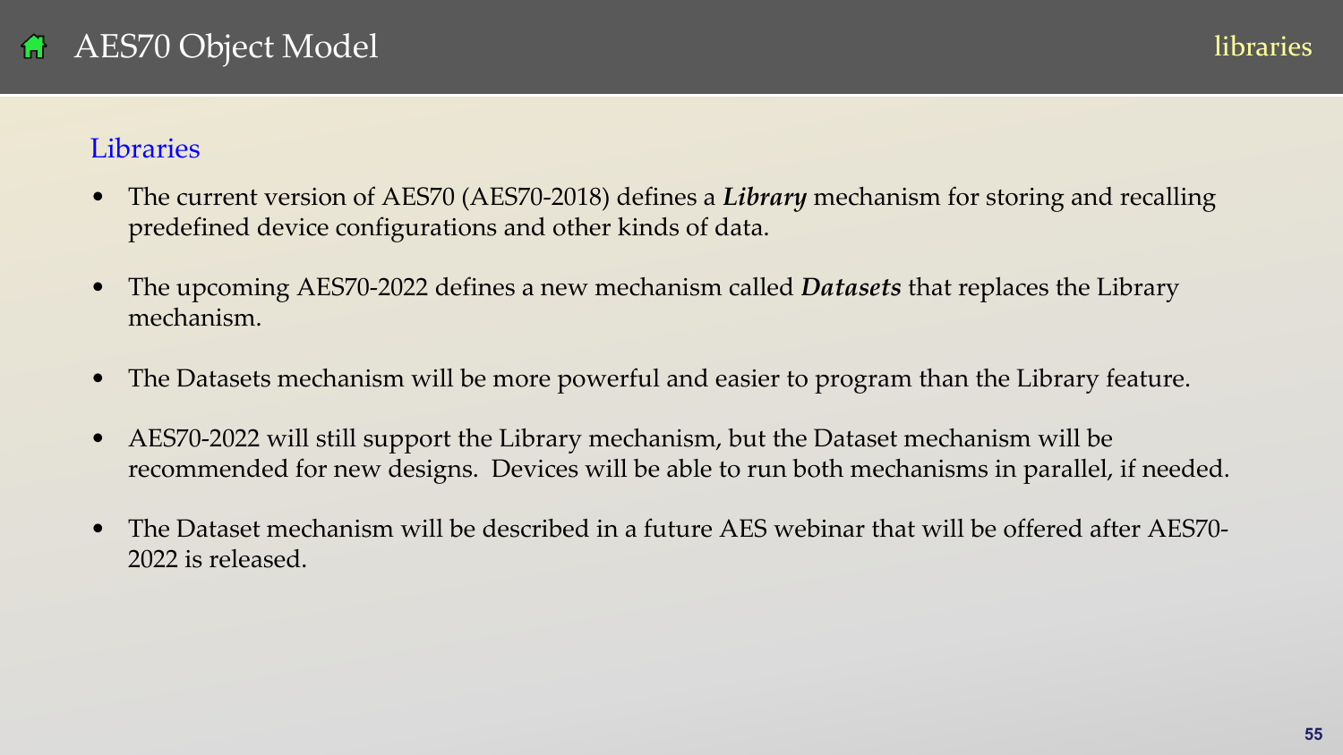# AES70 Object Model

## Libraries

- The current version of AES70 (AES70-2018) defines a ***Library*** mechanism for storing and recalling predefined device configurations and other kinds of data.
- The upcoming AES70-2022 defines a new mechanism called ***Datasets*** that replaces the Library mechanism.
- The Datasets mechanism will be more powerful and easier to program than the Library feature.
- AES70-2022 will still support the Library mechanism, but the Dataset mechanism will be recommended for new designs. Devices will be able to run both mechanisms in parallel, if needed.
- The Dataset mechanism will be described in a future AES webinar that will be offered after AES70-2022 is released.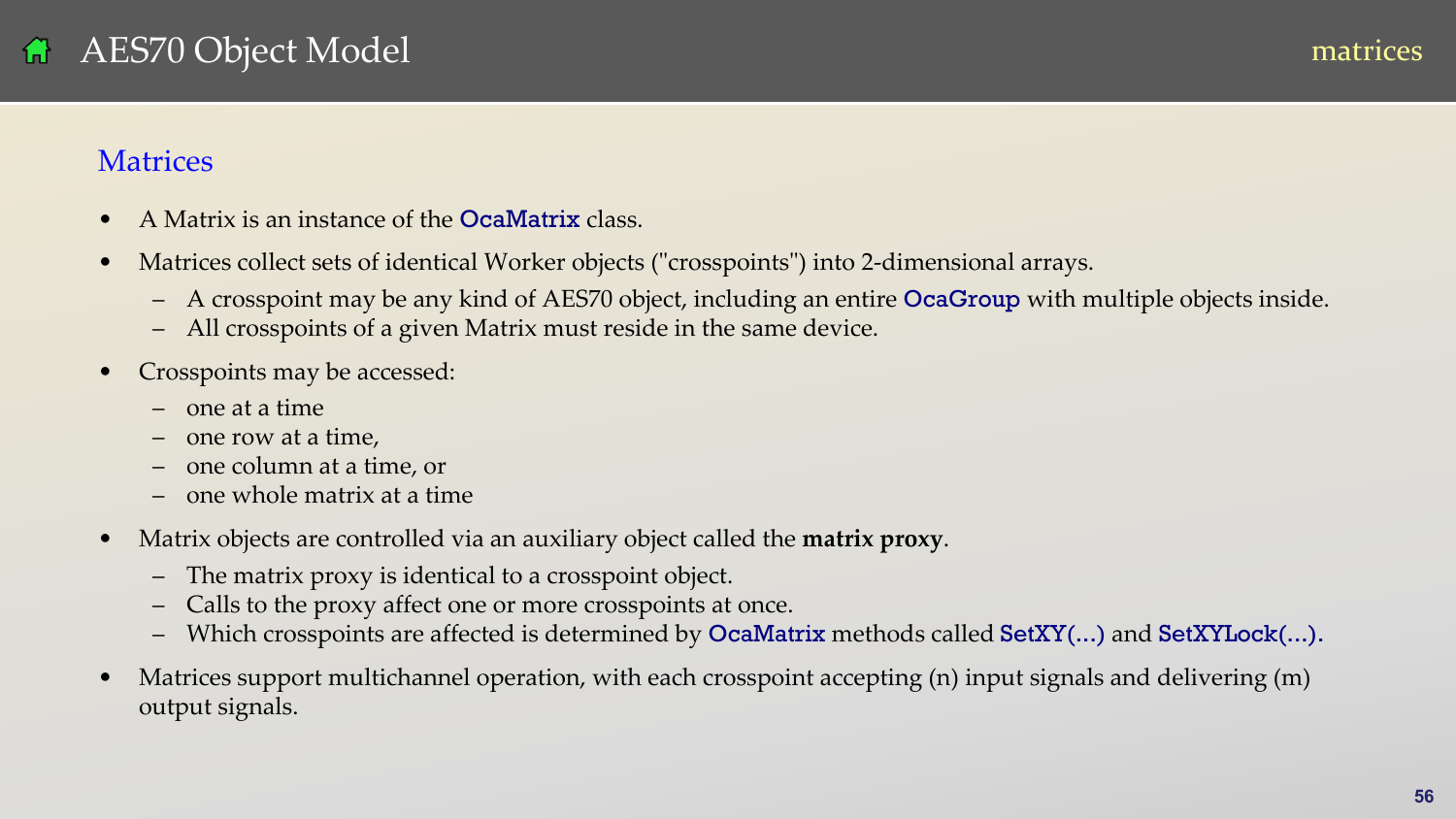# AES70 Object Model

## Matrices

- A Matrix is an instance of the OcaMatrix class.
- Matrices collect sets of identical Worker objects ("crosspoints") into 2-dimensional arrays.
  - A crosspoint may be any kind of AES70 object, including an entire OcaGroup with multiple objects inside.
  - All crosspoints of a given Matrix must reside in the same device.
- Crosspoints may be accessed:
  - one at a time
  - one row at a time,
  - one column at a time, or
  - one whole matrix at a time
- Matrix objects are controlled via an auxiliary object called the **matrix proxy**.
  - The matrix proxy is identical to a crosspoint object.
  - Calls to the proxy affect one or more crosspoints at once.
  - Which crosspoints are affected is determined by OcaMatrix methods called SetXY(...) and SetXYLock(...).
- Matrices support multichannel operation, with each crosspoint accepting (n) input signals and delivering (m) output signals.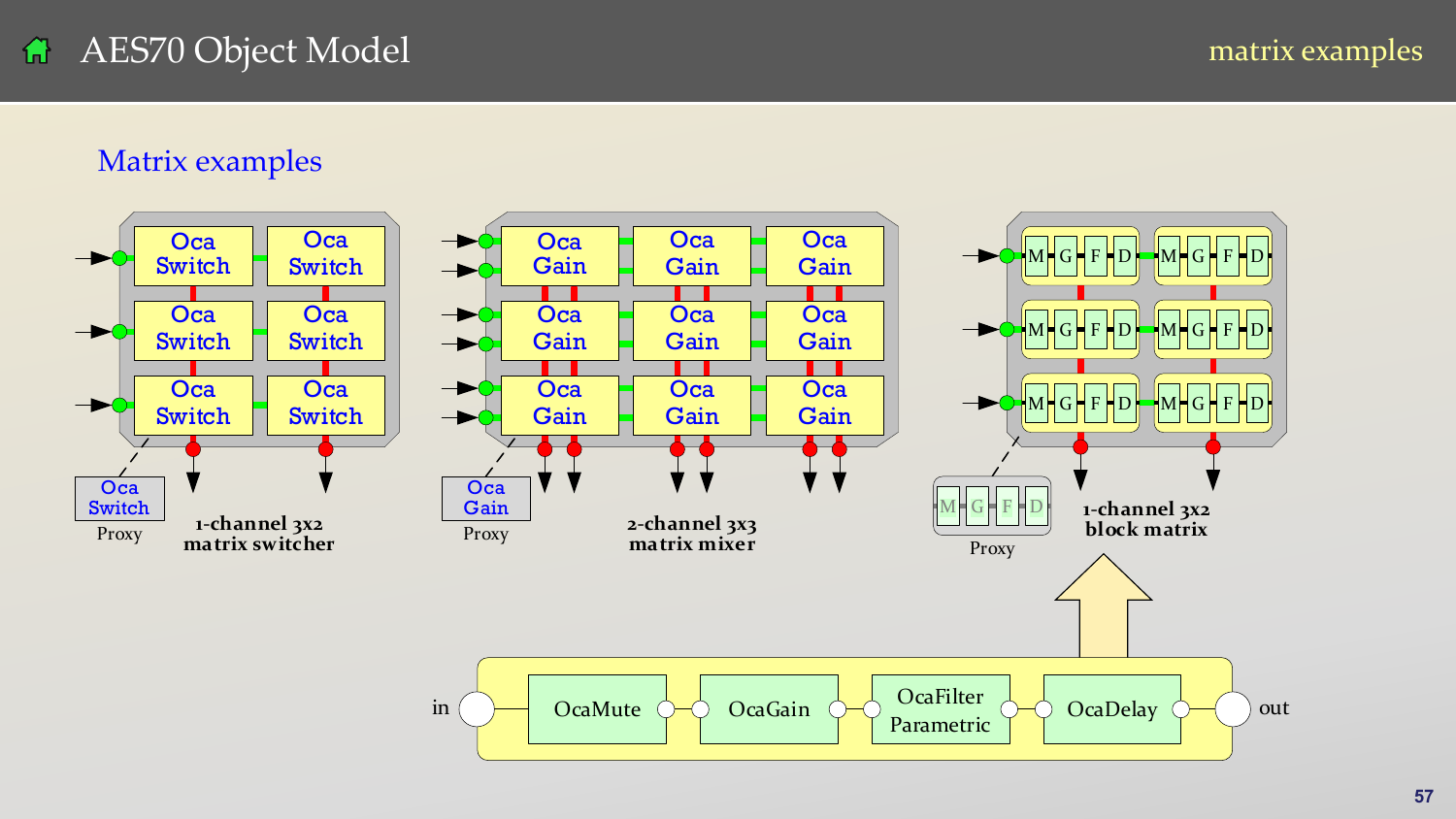# AES70 Object Model

matrix examples

## Matrix examples

Oca Switch | Oca Switch
Oca Switch | Oca Switch
Oca Switch | Oca Switch

Oca Switch
Proxy

**1-channel 3x2 matrix switcher**

Oca Gain | Oca Gain | Oca Gain
Oca Gain | Oca Gain | Oca Gain
Oca Gain | Oca Gain | Oca Gain

Oca Gain
Proxy

**2-channel 3x3 matrix mixer**

M G F D | M G F D
M G F D | M G F D
M G F D | M G F D

M G F D
Proxy

**1-channel 3x2 block matrix**

in → OcaMute → OcaGain → OcaFilter Parametric → OcaDelay → out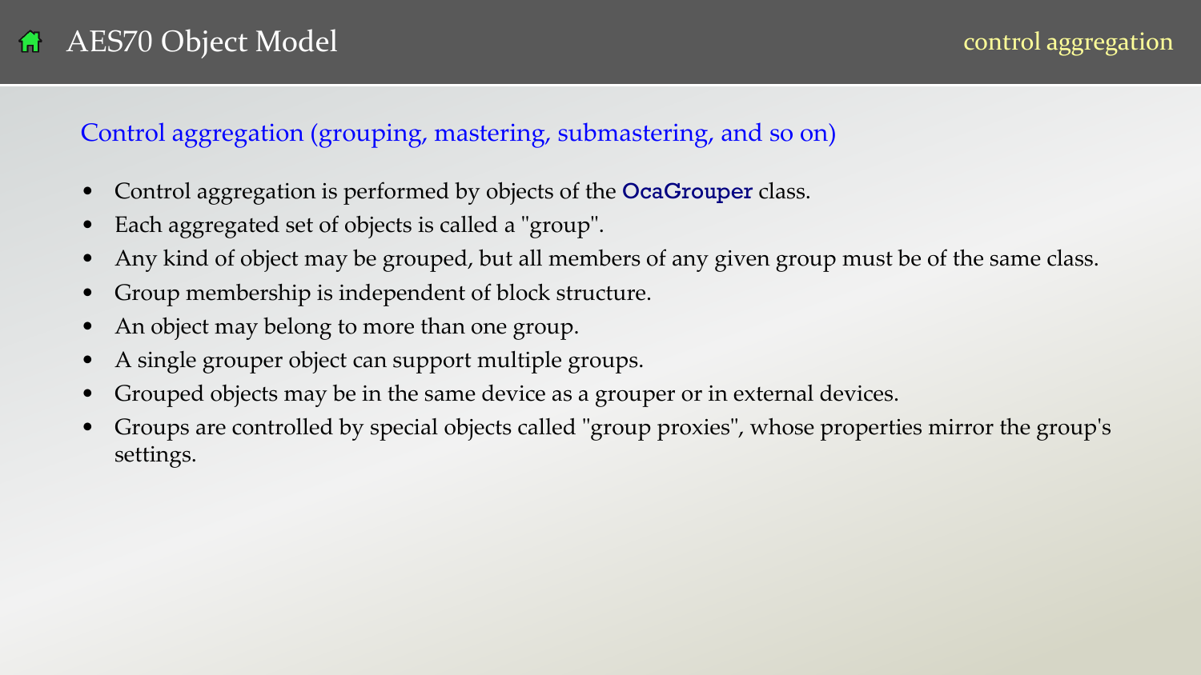## Control aggregation (grouping, mastering, submastering, and so on)

- Control aggregation is performed by objects of the **OcaGrouper** class.
- Each aggregated set of objects is called a "group".
- Any kind of object may be grouped, but all members of any given group must be of the same class.
- Group membership is independent of block structure.
- An object may belong to more than one group.
- A single grouper object can support multiple groups.
- Grouped objects may be in the same device as a grouper or in external devices.
- Groups are controlled by special objects called "group proxies", whose properties mirror the group's settings.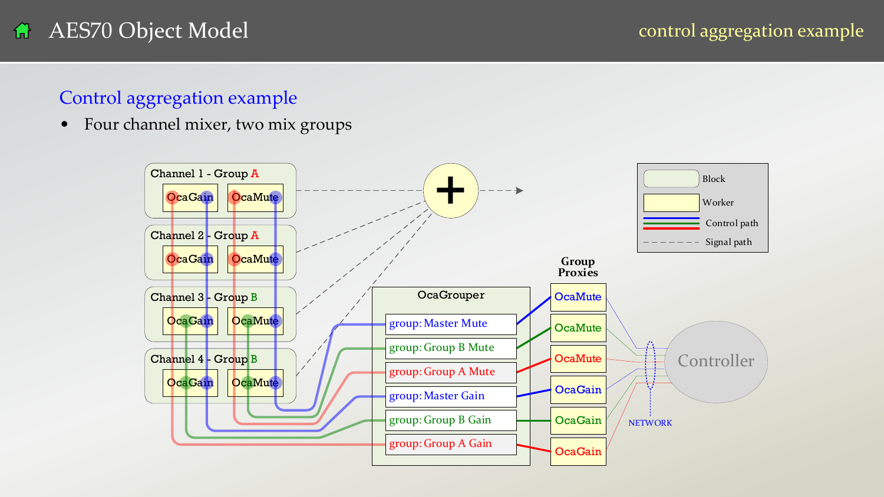## Control aggregation example

- Four channel mixer, two mix groups

Channel 1 - Group A
OcaGain OcaMute

Channel 2 - Group A
OcaGain OcaMute

Channel 3 - Group B
OcaGain OcaMute

Channel 4 - Group B
OcaGain OcaMute

+

OcaGrouper
group: Master Mute
group: Group B Mute
group: Group A Mute
group: Master Gain
group: Group B Gain
group: Group A Gain

Group Proxies
OcaMute
OcaMute
OcaMute
OcaGain
OcaGain
OcaGain

NETWORK

Controller

Block
Worker
Control path
Signal path